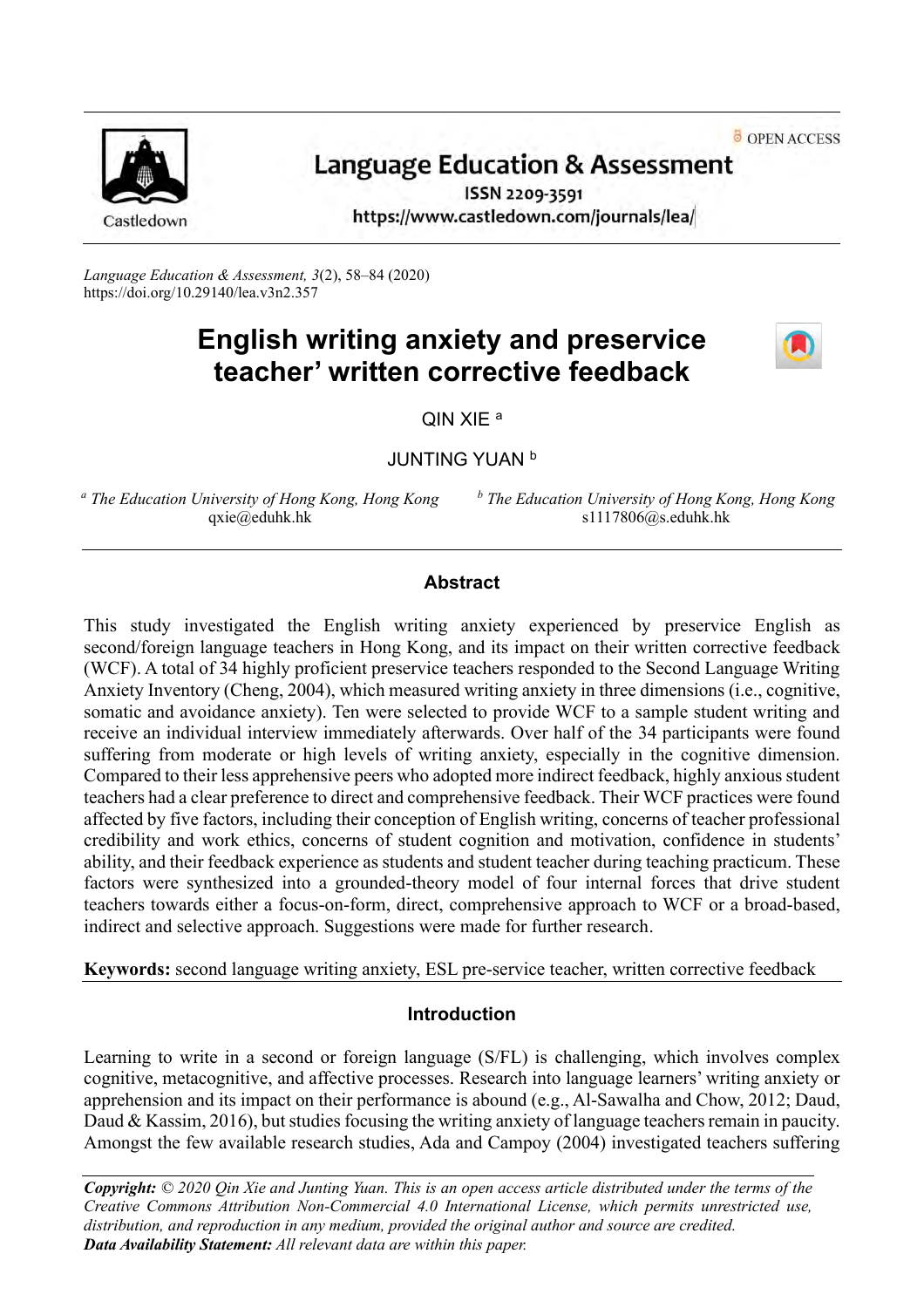OPEN ACCESS

# Language Education & Assessment

ISSN 2209-3591
https://www.castledown.com/journals/lea/

*Language Education & Assessment, 3*(2), 58–84 (2020)
https://doi.org/10.29140/lea.v3n2.357

# English writing anxiety and preservice teacher' written corrective feedback

QIN XIE [a]

JUNTING YUAN [b]

[a] *The Education University of Hong Kong, Hong Kong*
qxie@eduhk.hk

[b] *The Education University of Hong Kong, Hong Kong*
s1117806@s.eduhk.hk

## Abstract

This study investigated the English writing anxiety experienced by preservice English as second/foreign language teachers in Hong Kong, and its impact on their written corrective feedback (WCF). A total of 34 highly proficient preservice teachers responded to the Second Language Writing Anxiety Inventory (Cheng, 2004), which measured writing anxiety in three dimensions (i.e., cognitive, somatic and avoidance anxiety). Ten were selected to provide WCF to a sample student writing and receive an individual interview immediately afterwards. Over half of the 34 participants were found suffering from moderate or high levels of writing anxiety, especially in the cognitive dimension. Compared to their less apprehensive peers who adopted more indirect feedback, highly anxious student teachers had a clear preference to direct and comprehensive feedback. Their WCF practices were found affected by five factors, including their conception of English writing, concerns of teacher professional credibility and work ethics, concerns of student cognition and motivation, confidence in students' ability, and their feedback experience as students and student teacher during teaching practicum. These factors were synthesized into a grounded-theory model of four internal forces that drive student teachers towards either a focus-on-form, direct, comprehensive approach to WCF or a broad-based, indirect and selective approach. Suggestions were made for further research.

**Keywords:** second language writing anxiety, ESL pre-service teacher, written corrective feedback

## Introduction

Learning to write in a second or foreign language (S/FL) is challenging, which involves complex cognitive, metacognitive, and affective processes. Research into language learners' writing anxiety or apprehension and its impact on their performance is abound (e.g., Al-Sawalha and Chow, 2012; Daud, Daud & Kassim, 2016), but studies focusing the writing anxiety of language teachers remain in paucity. Amongst the few available research studies, Ada and Campoy (2004) investigated teachers suffering

***Copyright:*** *© 2020 Qin Xie and Junting Yuan. This is an open access article distributed under the terms of the Creative Commons Attribution Non-Commercial 4.0 International License, which permits unrestricted use, distribution, and reproduction in any medium, provided the original author and source are credited.*
***Data Availability Statement:*** *All relevant data are within this paper.*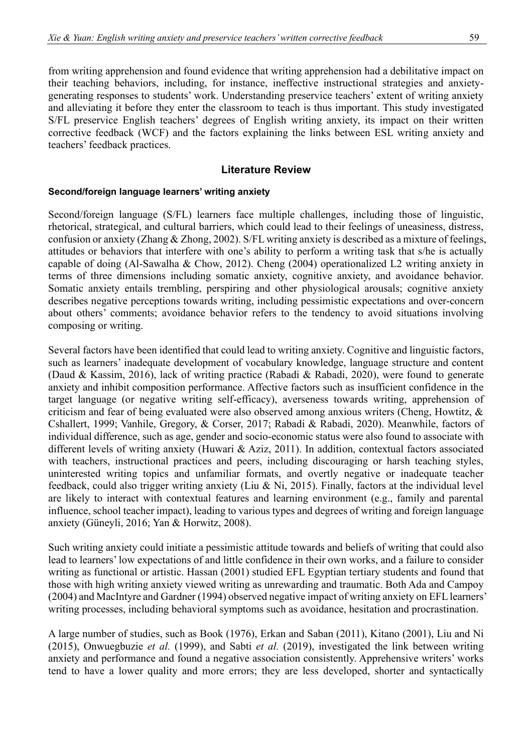from writing apprehension and found evidence that writing apprehension had a debilitative impact on their teaching behaviors, including, for instance, ineffective instructional strategies and anxiety-generating responses to students' work. Understanding preservice teachers' extent of writing anxiety and alleviating it before they enter the classroom to teach is thus important. This study investigated S/FL preservice English teachers' degrees of English writing anxiety, its impact on their written corrective feedback (WCF) and the factors explaining the links between ESL writing anxiety and teachers' feedback practices.

## Literature Review

### Second/foreign language learners' writing anxiety

Second/foreign language (S/FL) learners face multiple challenges, including those of linguistic, rhetorical, strategical, and cultural barriers, which could lead to their feelings of uneasiness, distress, confusion or anxiety (Zhang & Zhong, 2002). S/FL writing anxiety is described as a mixture of feelings, attitudes or behaviors that interfere with one's ability to perform a writing task that s/he is actually capable of doing (Al-Sawalha & Chow, 2012). Cheng (2004) operationalized L2 writing anxiety in terms of three dimensions including somatic anxiety, cognitive anxiety, and avoidance behavior. Somatic anxiety entails trembling, perspiring and other physiological arousals; cognitive anxiety describes negative perceptions towards writing, including pessimistic expectations and over-concern about others' comments; avoidance behavior refers to the tendency to avoid situations involving composing or writing.

Several factors have been identified that could lead to writing anxiety. Cognitive and linguistic factors, such as learners' inadequate development of vocabulary knowledge, language structure and content (Daud & Kassim, 2016), lack of writing practice (Rabadi & Rabadi, 2020), were found to generate anxiety and inhibit composition performance. Affective factors such as insufficient confidence in the target language (or negative writing self-efficacy), averseness towards writing, apprehension of criticism and fear of being evaluated were also observed among anxious writers (Cheng, Howtitz, & Cshallert, 1999; Vanhile, Gregory, & Corser, 2017; Rabadi & Rabadi, 2020). Meanwhile, factors of individual difference, such as age, gender and socio-economic status were also found to associate with different levels of writing anxiety (Huwari & Aziz, 2011). In addition, contextual factors associated with teachers, instructional practices and peers, including discouraging or harsh teaching styles, uninterested writing topics and unfamiliar formats, and overtly negative or inadequate teacher feedback, could also trigger writing anxiety (Liu & Ni, 2015). Finally, factors at the individual level are likely to interact with contextual features and learning environment (e.g., family and parental influence, school teacher impact), leading to various types and degrees of writing and foreign language anxiety (Güneyli, 2016; Yan & Horwitz, 2008).

Such writing anxiety could initiate a pessimistic attitude towards and beliefs of writing that could also lead to learners' low expectations of and little confidence in their own works, and a failure to consider writing as functional or artistic. Hassan (2001) studied EFL Egyptian tertiary students and found that those with high writing anxiety viewed writing as unrewarding and traumatic. Both Ada and Campoy (2004) and MacIntyre and Gardner (1994) observed negative impact of writing anxiety on EFL learners' writing processes, including behavioral symptoms such as avoidance, hesitation and procrastination.

A large number of studies, such as Book (1976), Erkan and Saban (2011), Kitano (2001), Liu and Ni (2015), Onwuegbuzie *et al.* (1999), and Sabti *et al.* (2019), investigated the link between writing anxiety and performance and found a negative association consistently. Apprehensive writers' works tend to have a lower quality and more errors; they are less developed, shorter and syntactically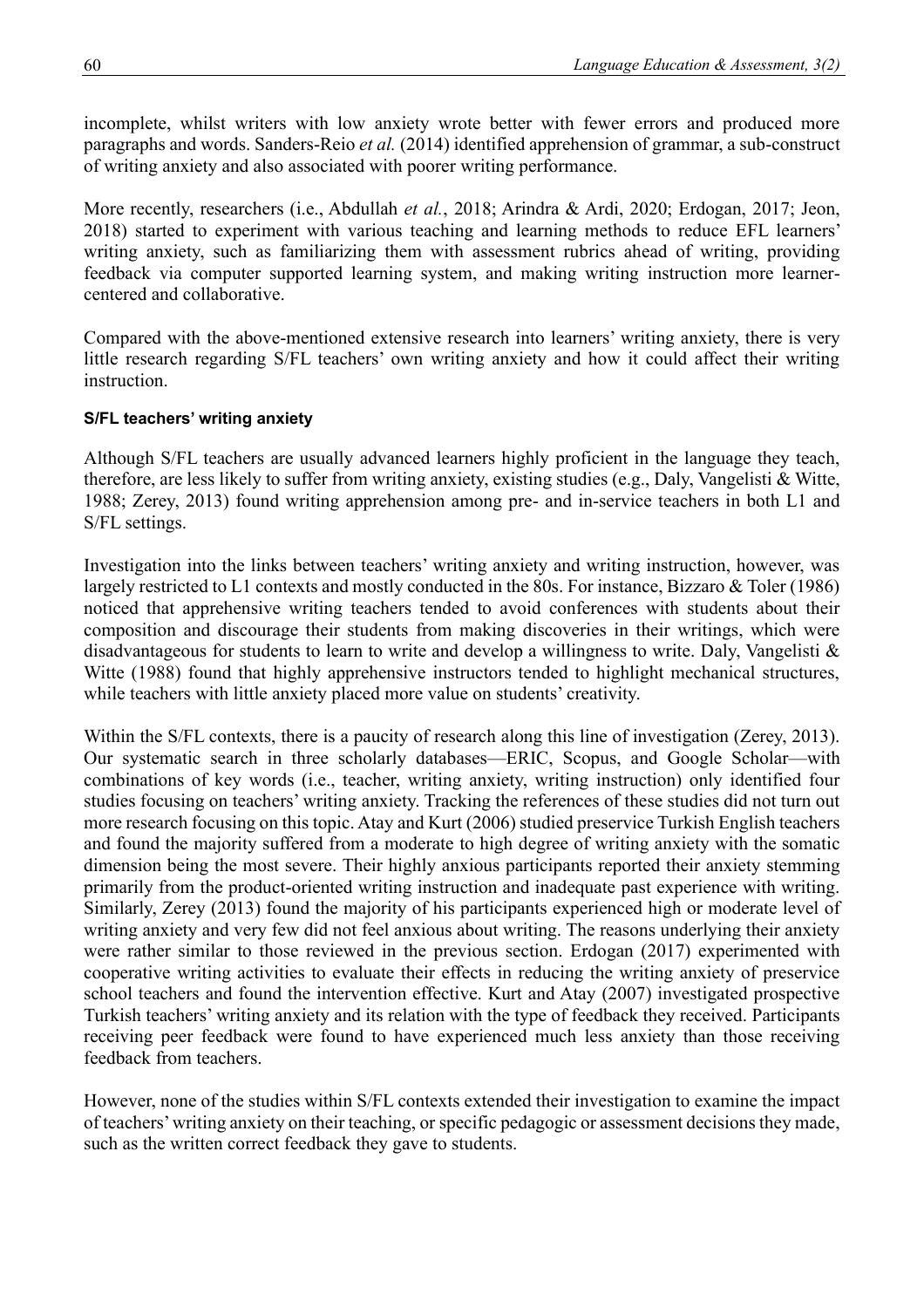incomplete, whilst writers with low anxiety wrote better with fewer errors and produced more paragraphs and words. Sanders-Reio *et al.* (2014) identified apprehension of grammar, a sub-construct of writing anxiety and also associated with poorer writing performance.

More recently, researchers (i.e., Abdullah *et al.*, 2018; Arindra & Ardi, 2020; Erdogan, 2017; Jeon, 2018) started to experiment with various teaching and learning methods to reduce EFL learners' writing anxiety, such as familiarizing them with assessment rubrics ahead of writing, providing feedback via computer supported learning system, and making writing instruction more learner-centered and collaborative.

Compared with the above-mentioned extensive research into learners' writing anxiety, there is very little research regarding S/FL teachers' own writing anxiety and how it could affect their writing instruction.

### S/FL teachers' writing anxiety

Although S/FL teachers are usually advanced learners highly proficient in the language they teach, therefore, are less likely to suffer from writing anxiety, existing studies (e.g., Daly, Vangelisti & Witte, 1988; Zerey, 2013) found writing apprehension among pre- and in-service teachers in both L1 and S/FL settings.

Investigation into the links between teachers' writing anxiety and writing instruction, however, was largely restricted to L1 contexts and mostly conducted in the 80s. For instance, Bizzaro & Toler (1986) noticed that apprehensive writing teachers tended to avoid conferences with students about their composition and discourage their students from making discoveries in their writings, which were disadvantageous for students to learn to write and develop a willingness to write. Daly, Vangelisti & Witte (1988) found that highly apprehensive instructors tended to highlight mechanical structures, while teachers with little anxiety placed more value on students' creativity.

Within the S/FL contexts, there is a paucity of research along this line of investigation (Zerey, 2013). Our systematic search in three scholarly databases—ERIC, Scopus, and Google Scholar—with combinations of key words (i.e., teacher, writing anxiety, writing instruction) only identified four studies focusing on teachers' writing anxiety. Tracking the references of these studies did not turn out more research focusing on this topic. Atay and Kurt (2006) studied preservice Turkish English teachers and found the majority suffered from a moderate to high degree of writing anxiety with the somatic dimension being the most severe. Their highly anxious participants reported their anxiety stemming primarily from the product-oriented writing instruction and inadequate past experience with writing. Similarly, Zerey (2013) found the majority of his participants experienced high or moderate level of writing anxiety and very few did not feel anxious about writing. The reasons underlying their anxiety were rather similar to those reviewed in the previous section. Erdogan (2017) experimented with cooperative writing activities to evaluate their effects in reducing the writing anxiety of preservice school teachers and found the intervention effective. Kurt and Atay (2007) investigated prospective Turkish teachers' writing anxiety and its relation with the type of feedback they received. Participants receiving peer feedback were found to have experienced much less anxiety than those receiving feedback from teachers.

However, none of the studies within S/FL contexts extended their investigation to examine the impact of teachers' writing anxiety on their teaching, or specific pedagogic or assessment decisions they made, such as the written correct feedback they gave to students.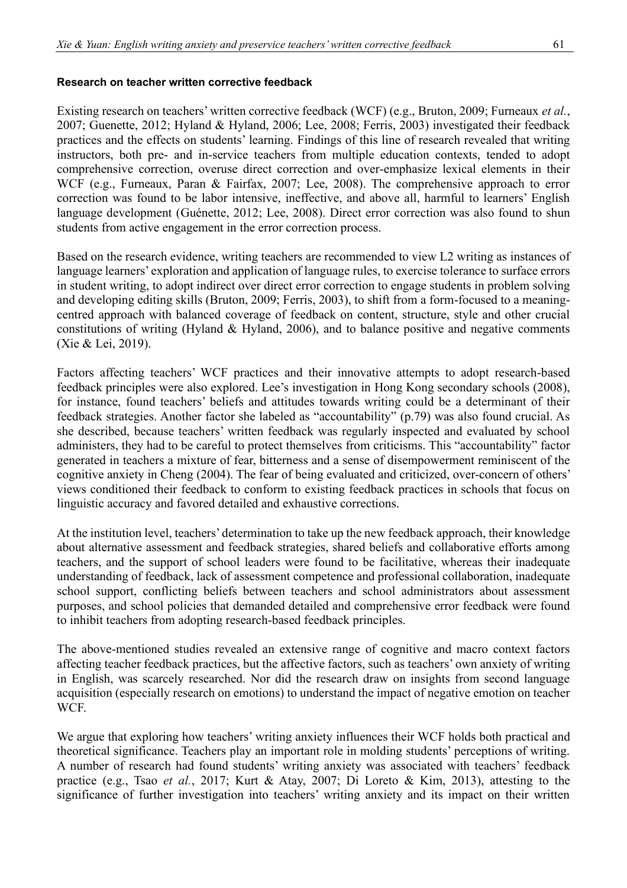#### Research on teacher written corrective feedback

Existing research on teachers' written corrective feedback (WCF) (e.g., Bruton, 2009; Furneaux *et al.*, 2007; Guenette, 2012; Hyland & Hyland, 2006; Lee, 2008; Ferris, 2003) investigated their feedback practices and the effects on students' learning. Findings of this line of research revealed that writing instructors, both pre- and in-service teachers from multiple education contexts, tended to adopt comprehensive correction, overuse direct correction and over-emphasize lexical elements in their WCF (e.g., Furneaux, Paran & Fairfax, 2007; Lee, 2008). The comprehensive approach to error correction was found to be labor intensive, ineffective, and above all, harmful to learners' English language development (Guénette, 2012; Lee, 2008). Direct error correction was also found to shun students from active engagement in the error correction process.

Based on the research evidence, writing teachers are recommended to view L2 writing as instances of language learners' exploration and application of language rules, to exercise tolerance to surface errors in student writing, to adopt indirect over direct error correction to engage students in problem solving and developing editing skills (Bruton, 2009; Ferris, 2003), to shift from a form-focused to a meaning-centred approach with balanced coverage of feedback on content, structure, style and other crucial constitutions of writing (Hyland & Hyland, 2006), and to balance positive and negative comments (Xie & Lei, 2019).

Factors affecting teachers' WCF practices and their innovative attempts to adopt research-based feedback principles were also explored. Lee's investigation in Hong Kong secondary schools (2008), for instance, found teachers' beliefs and attitudes towards writing could be a determinant of their feedback strategies. Another factor she labeled as "accountability" (p.79) was also found crucial. As she described, because teachers' written feedback was regularly inspected and evaluated by school administers, they had to be careful to protect themselves from criticisms. This "accountability" factor generated in teachers a mixture of fear, bitterness and a sense of disempowerment reminiscent of the cognitive anxiety in Cheng (2004). The fear of being evaluated and criticized, over-concern of others' views conditioned their feedback to conform to existing feedback practices in schools that focus on linguistic accuracy and favored detailed and exhaustive corrections.

At the institution level, teachers' determination to take up the new feedback approach, their knowledge about alternative assessment and feedback strategies, shared beliefs and collaborative efforts among teachers, and the support of school leaders were found to be facilitative, whereas their inadequate understanding of feedback, lack of assessment competence and professional collaboration, inadequate school support, conflicting beliefs between teachers and school administrators about assessment purposes, and school policies that demanded detailed and comprehensive error feedback were found to inhibit teachers from adopting research-based feedback principles.

The above-mentioned studies revealed an extensive range of cognitive and macro context factors affecting teacher feedback practices, but the affective factors, such as teachers' own anxiety of writing in English, was scarcely researched. Nor did the research draw on insights from second language acquisition (especially research on emotions) to understand the impact of negative emotion on teacher WCF.

We argue that exploring how teachers' writing anxiety influences their WCF holds both practical and theoretical significance. Teachers play an important role in molding students' perceptions of writing. A number of research had found students' writing anxiety was associated with teachers' feedback practice (e.g., Tsao *et al.*, 2017; Kurt & Atay, 2007; Di Loreto & Kim, 2013), attesting to the significance of further investigation into teachers' writing anxiety and its impact on their written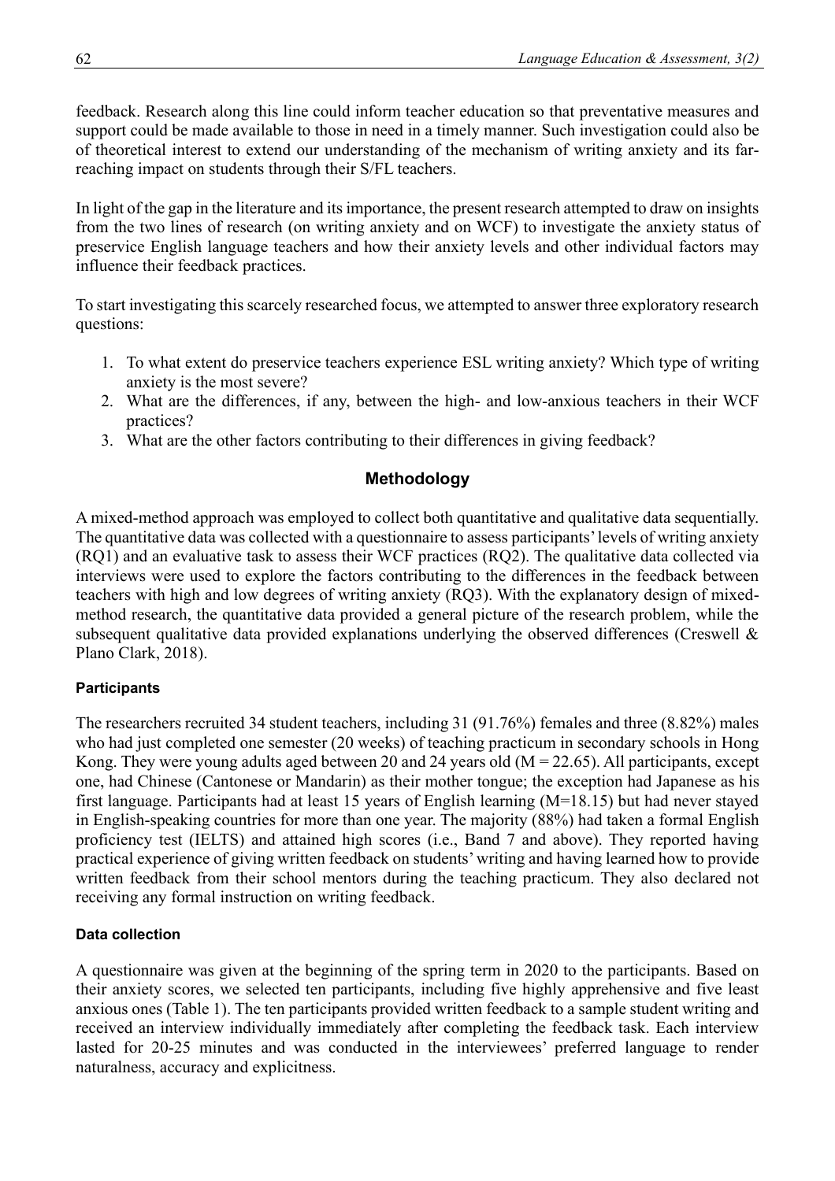feedback. Research along this line could inform teacher education so that preventative measures and support could be made available to those in need in a timely manner. Such investigation could also be of theoretical interest to extend our understanding of the mechanism of writing anxiety and its far-reaching impact on students through their S/FL teachers.

In light of the gap in the literature and its importance, the present research attempted to draw on insights from the two lines of research (on writing anxiety and on WCF) to investigate the anxiety status of preservice English language teachers and how their anxiety levels and other individual factors may influence their feedback practices.

To start investigating this scarcely researched focus, we attempted to answer three exploratory research questions:

1. To what extent do preservice teachers experience ESL writing anxiety? Which type of writing anxiety is the most severe?
2. What are the differences, if any, between the high- and low-anxious teachers in their WCF practices?
3. What are the other factors contributing to their differences in giving feedback?

## Methodology

A mixed-method approach was employed to collect both quantitative and qualitative data sequentially. The quantitative data was collected with a questionnaire to assess participants' levels of writing anxiety (RQ1) and an evaluative task to assess their WCF practices (RQ2). The qualitative data collected via interviews were used to explore the factors contributing to the differences in the feedback between teachers with high and low degrees of writing anxiety (RQ3). With the explanatory design of mixed-method research, the quantitative data provided a general picture of the research problem, while the subsequent qualitative data provided explanations underlying the observed differences (Creswell & Plano Clark, 2018).

### Participants

The researchers recruited 34 student teachers, including 31 (91.76%) females and three (8.82%) males who had just completed one semester (20 weeks) of teaching practicum in secondary schools in Hong Kong. They were young adults aged between 20 and 24 years old ($M = 22.65$). All participants, except one, had Chinese (Cantonese or Mandarin) as their mother tongue; the exception had Japanese as his first language. Participants had at least 15 years of English learning ($M=18.15$) but had never stayed in English-speaking countries for more than one year. The majority (88%) had taken a formal English proficiency test (IELTS) and attained high scores (i.e., Band 7 and above). They reported having practical experience of giving written feedback on students' writing and having learned how to provide written feedback from their school mentors during the teaching practicum. They also declared not receiving any formal instruction on writing feedback.

### Data collection

A questionnaire was given at the beginning of the spring term in 2020 to the participants. Based on their anxiety scores, we selected ten participants, including five highly apprehensive and five least anxious ones (Table 1). The ten participants provided written feedback to a sample student writing and received an interview individually immediately after completing the feedback task. Each interview lasted for 20-25 minutes and was conducted in the interviewees' preferred language to render naturalness, accuracy and explicitness.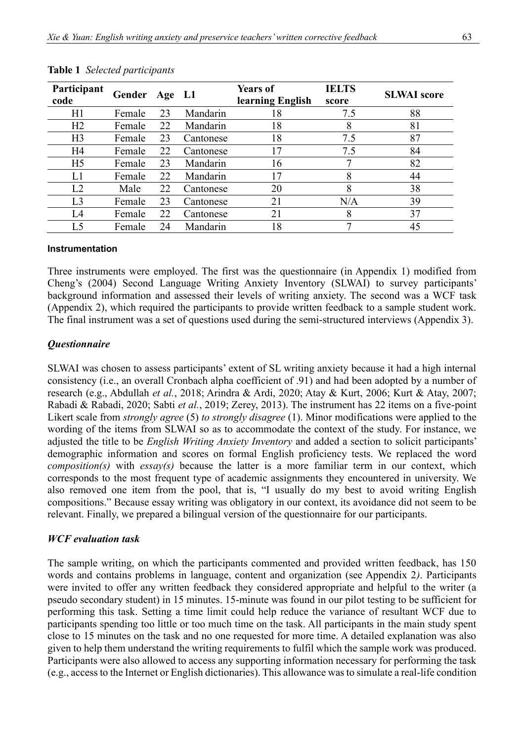**Table 1** *Selected participants*

| Participant code | Gender | Age | L1 | Years of learning English | IELTS score | SLWAI score |
|---|---|---|---|---|---|---|
| H1 | Female | 23 | Mandarin | 18 | 7.5 | 88 |
| H2 | Female | 22 | Mandarin | 18 | 8 | 81 |
| H3 | Female | 23 | Cantonese | 18 | 7.5 | 87 |
| H4 | Female | 22 | Cantonese | 17 | 7.5 | 84 |
| H5 | Female | 23 | Mandarin | 16 | 7 | 82 |
| L1 | Female | 22 | Mandarin | 17 | 8 | 44 |
| L2 | Male | 22 | Cantonese | 20 | 8 | 38 |
| L3 | Female | 23 | Cantonese | 21 | N/A | 39 |
| L4 | Female | 22 | Cantonese | 21 | 8 | 37 |
| L5 | Female | 24 | Mandarin | 18 | 7 | 45 |

#### Instrumentation

Three instruments were employed. The first was the questionnaire (in Appendix 1) modified from Cheng's (2004) Second Language Writing Anxiety Inventory (SLWAI) to survey participants' background information and assessed their levels of writing anxiety. The second was a WCF task (Appendix 2), which required the participants to provide written feedback to a sample student work. The final instrument was a set of questions used during the semi-structured interviews (Appendix 3).

### *Questionnaire*

SLWAI was chosen to assess participants' extent of SL writing anxiety because it had a high internal consistency (i.e., an overall Cronbach alpha coefficient of .91) and had been adopted by a number of research (e.g., Abdullah *et al.*, 2018; Arindra & Ardi, 2020; Atay & Kurt, 2006; Kurt & Atay, 2007; Rabadi & Rabadi, 2020; Sabti *et al.*, 2019; Zerey, 2013). The instrument has 22 items on a five-point Likert scale from *strongly agree* (5) *to strongly disagree* (1). Minor modifications were applied to the wording of the items from SLWAI so as to accommodate the context of the study. For instance, we adjusted the title to be *English Writing Anxiety Inventory* and added a section to solicit participants' demographic information and scores on formal English proficiency tests. We replaced the word *composition(s)* with *essay(s)* because the latter is a more familiar term in our context, which corresponds to the most frequent type of academic assignments they encountered in university. We also removed one item from the pool, that is, "I usually do my best to avoid writing English compositions." Because essay writing was obligatory in our context, its avoidance did not seem to be relevant. Finally, we prepared a bilingual version of the questionnaire for our participants.

### *WCF evaluation task*

The sample writing, on which the participants commented and provided written feedback, has 150 words and contains problems in language, content and organization (see Appendix 2*)*. Participants were invited to offer any written feedback they considered appropriate and helpful to the writer (a pseudo secondary student) in 15 minutes. 15-minute was found in our pilot testing to be sufficient for performing this task. Setting a time limit could help reduce the variance of resultant WCF due to participants spending too little or too much time on the task. All participants in the main study spent close to 15 minutes on the task and no one requested for more time. A detailed explanation was also given to help them understand the writing requirements to fulfil which the sample work was produced. Participants were also allowed to access any supporting information necessary for performing the task (e.g., access to the Internet or English dictionaries). This allowance was to simulate a real-life condition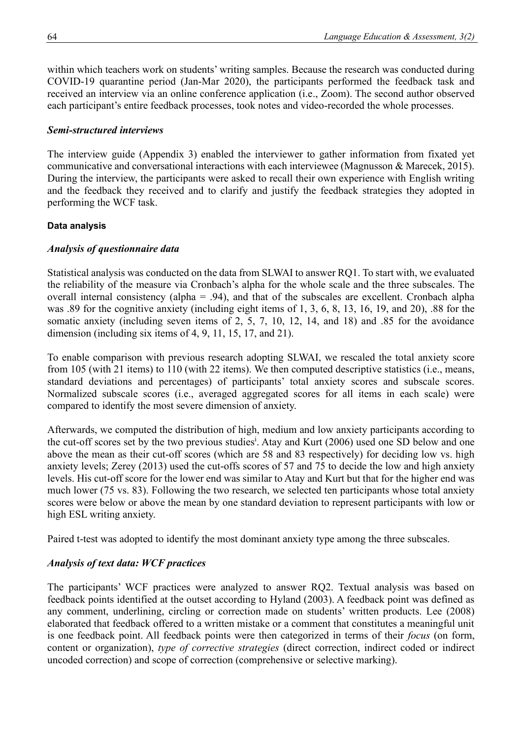within which teachers work on students' writing samples. Because the research was conducted during COVID-19 quarantine period (Jan-Mar 2020), the participants performed the feedback task and received an interview via an online conference application (i.e., Zoom). The second author observed each participant's entire feedback processes, took notes and video-recorded the whole processes.

### *Semi-structured interviews*

The interview guide (Appendix 3) enabled the interviewer to gather information from fixated yet communicative and conversational interactions with each interviewee (Magnusson & Marecek, 2015). During the interview, the participants were asked to recall their own experience with English writing and the feedback they received and to clarify and justify the feedback strategies they adopted in performing the WCF task.

## **Data analysis**

### *Analysis of questionnaire data*

Statistical analysis was conducted on the data from SLWAI to answer RQ1. To start with, we evaluated the reliability of the measure via Cronbach's alpha for the whole scale and the three subscales. The overall internal consistency (alpha = .94), and that of the subscales are excellent. Cronbach alpha was .89 for the cognitive anxiety (including eight items of 1, 3, 6, 8, 13, 16, 19, and 20), .88 for the somatic anxiety (including seven items of 2, 5, 7, 10, 12, 14, and 18) and .85 for the avoidance dimension (including six items of 4, 9, 11, 15, 17, and 21).

To enable comparison with previous research adopting SLWAI, we rescaled the total anxiety score from 105 (with 21 items) to 110 (with 22 items). We then computed descriptive statistics (i.e., means, standard deviations and percentages) of participants' total anxiety scores and subscale scores. Normalized subscale scores (i.e., averaged aggregated scores for all items in each scale) were compared to identify the most severe dimension of anxiety.

Afterwards, we computed the distribution of high, medium and low anxiety participants according to the cut-off scores set by the two previous studies[i]. Atay and Kurt (2006) used one SD below and one above the mean as their cut-off scores (which are 58 and 83 respectively) for deciding low vs. high anxiety levels; Zerey (2013) used the cut-offs scores of 57 and 75 to decide the low and high anxiety levels. His cut-off score for the lower end was similar to Atay and Kurt but that for the higher end was much lower (75 vs. 83). Following the two research, we selected ten participants whose total anxiety scores were below or above the mean by one standard deviation to represent participants with low or high ESL writing anxiety.

Paired t-test was adopted to identify the most dominant anxiety type among the three subscales.

### *Analysis of text data: WCF practices*

The participants' WCF practices were analyzed to answer RQ2. Textual analysis was based on feedback points identified at the outset according to Hyland (2003). A feedback point was defined as any comment, underlining, circling or correction made on students' written products. Lee (2008) elaborated that feedback offered to a written mistake or a comment that constitutes a meaningful unit is one feedback point. All feedback points were then categorized in terms of their *focus* (on form, content or organization), *type of corrective strategies* (direct correction, indirect coded or indirect uncoded correction) and scope of correction (comprehensive or selective marking).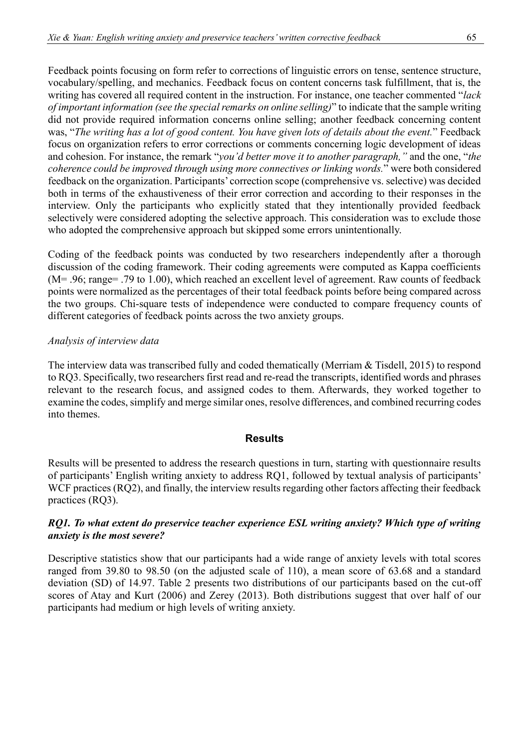Feedback points focusing on form refer to corrections of linguistic errors on tense, sentence structure, vocabulary/spelling, and mechanics. Feedback focus on content concerns task fulfillment, that is, the writing has covered all required content in the instruction. For instance, one teacher commented "*lack of important information (see the special remarks on online selling)*" to indicate that the sample writing did not provide required information concerns online selling; another feedback concerning content was, "*The writing has a lot of good content. You have given lots of details about the event.*" Feedback focus on organization refers to error corrections or comments concerning logic development of ideas and cohesion. For instance, the remark "*you'd better move it to another paragraph,"* and the one, "*the coherence could be improved through using more connectives or linking words.*" were both considered feedback on the organization. Participants' correction scope (comprehensive vs. selective) was decided both in terms of the exhaustiveness of their error correction and according to their responses in the interview. Only the participants who explicitly stated that they intentionally provided feedback selectively were considered adopting the selective approach. This consideration was to exclude those who adopted the comprehensive approach but skipped some errors unintentionally.

Coding of the feedback points was conducted by two researchers independently after a thorough discussion of the coding framework. Their coding agreements were computed as Kappa coefficients (M= .96; range= .79 to 1.00), which reached an excellent level of agreement. Raw counts of feedback points were normalized as the percentages of their total feedback points before being compared across the two groups. Chi-square tests of independence were conducted to compare frequency counts of different categories of feedback points across the two anxiety groups.

*Analysis of interview data*

The interview data was transcribed fully and coded thematically (Merriam & Tisdell, 2015) to respond to RQ3. Specifically, two researchers first read and re-read the transcripts, identified words and phrases relevant to the research focus, and assigned codes to them. Afterwards, they worked together to examine the codes, simplify and merge similar ones, resolve differences, and combined recurring codes into themes.

## Results

Results will be presented to address the research questions in turn, starting with questionnaire results of participants' English writing anxiety to address RQ1, followed by textual analysis of participants' WCF practices (RQ2), and finally, the interview results regarding other factors affecting their feedback practices (RQ3).

### *RQ1. To what extent do preservice teacher experience ESL writing anxiety? Which type of writing anxiety is the most severe?*

Descriptive statistics show that our participants had a wide range of anxiety levels with total scores ranged from 39.80 to 98.50 (on the adjusted scale of 110), a mean score of 63.68 and a standard deviation (SD) of 14.97. Table 2 presents two distributions of our participants based on the cut-off scores of Atay and Kurt (2006) and Zerey (2013). Both distributions suggest that over half of our participants had medium or high levels of writing anxiety.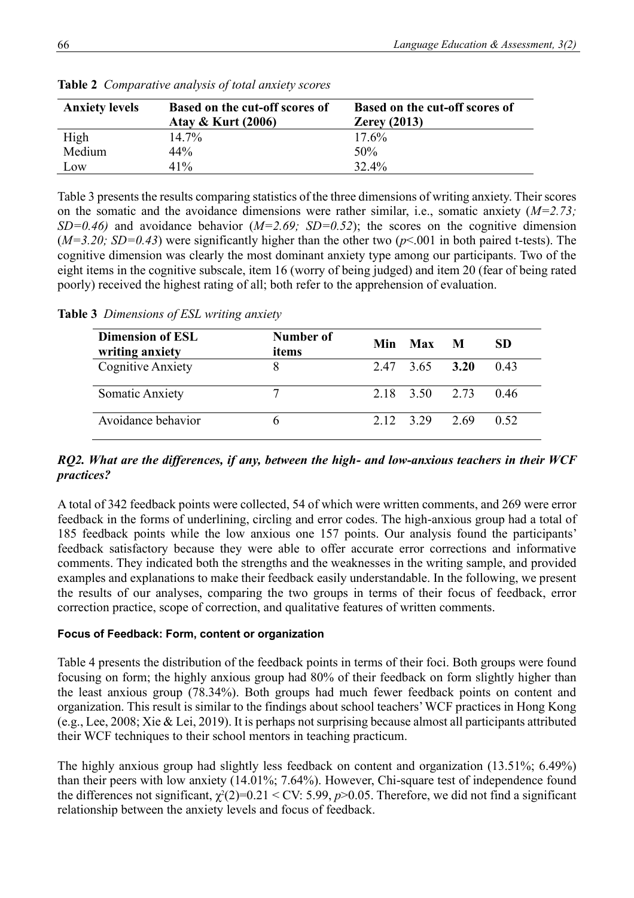**Table 2** *Comparative analysis of total anxiety scores*

| Anxiety levels | Based on the cut-off scores of Atay & Kurt (2006) | Based on the cut-off scores of Zerey (2013) |
|---|---|---|
| High | 14.7% | 17.6% |
| Medium | 44% | 50% |
| Low | 41% | 32.4% |

Table 3 presents the results comparing statistics of the three dimensions of writing anxiety. Their scores on the somatic and the avoidance dimensions were rather similar, i.e., somatic anxiety (*M=2.73; SD=0.46)* and avoidance behavior (*M=2.69; SD=0.52*); the scores on the cognitive dimension (*M=3.20; SD=0.43*) were significantly higher than the other two (*p*<.001 in both paired t-tests). The cognitive dimension was clearly the most dominant anxiety type among our participants. Two of the eight items in the cognitive subscale, item 16 (worry of being judged) and item 20 (fear of being rated poorly) received the highest rating of all; both refer to the apprehension of evaluation.

**Table 3** *Dimensions of ESL writing anxiety*

| Dimension of ESL writing anxiety | Number of items | Min | Max | M | SD |
|---|---|---|---|---|---|
| Cognitive Anxiety | 8 | 2.47 | 3.65 | **3.20** | 0.43 |
| Somatic Anxiety | 7 | 2.18 | 3.50 | 2.73 | 0.46 |
| Avoidance behavior | 6 | 2.12 | 3.29 | 2.69 | 0.52 |

### *RQ2. What are the differences, if any, between the high- and low-anxious teachers in their WCF practices?*

A total of 342 feedback points were collected, 54 of which were written comments, and 269 were error feedback in the forms of underlining, circling and error codes. The high-anxious group had a total of 185 feedback points while the low anxious one 157 points. Our analysis found the participants' feedback satisfactory because they were able to offer accurate error corrections and informative comments. They indicated both the strengths and the weaknesses in the writing sample, and provided examples and explanations to make their feedback easily understandable. In the following, we present the results of our analyses, comparing the two groups in terms of their focus of feedback, error correction practice, scope of correction, and qualitative features of written comments.

#### Focus of Feedback: Form, content or organization

Table 4 presents the distribution of the feedback points in terms of their foci. Both groups were found focusing on form; the highly anxious group had 80% of their feedback on form slightly higher than the least anxious group (78.34%). Both groups had much fewer feedback points on content and organization. This result is similar to the findings about school teachers' WCF practices in Hong Kong (e.g., Lee, 2008; Xie & Lei, 2019). It is perhaps not surprising because almost all participants attributed their WCF techniques to their school mentors in teaching practicum.

The highly anxious group had slightly less feedback on content and organization (13.51%; 6.49%) than their peers with low anxiety (14.01%; 7.64%). However, Chi-square test of independence found the differences not significant, $\chi^2(2)=0.21 <$ CV: 5.99, $p>0.05$. Therefore, we did not find a significant relationship between the anxiety levels and focus of feedback.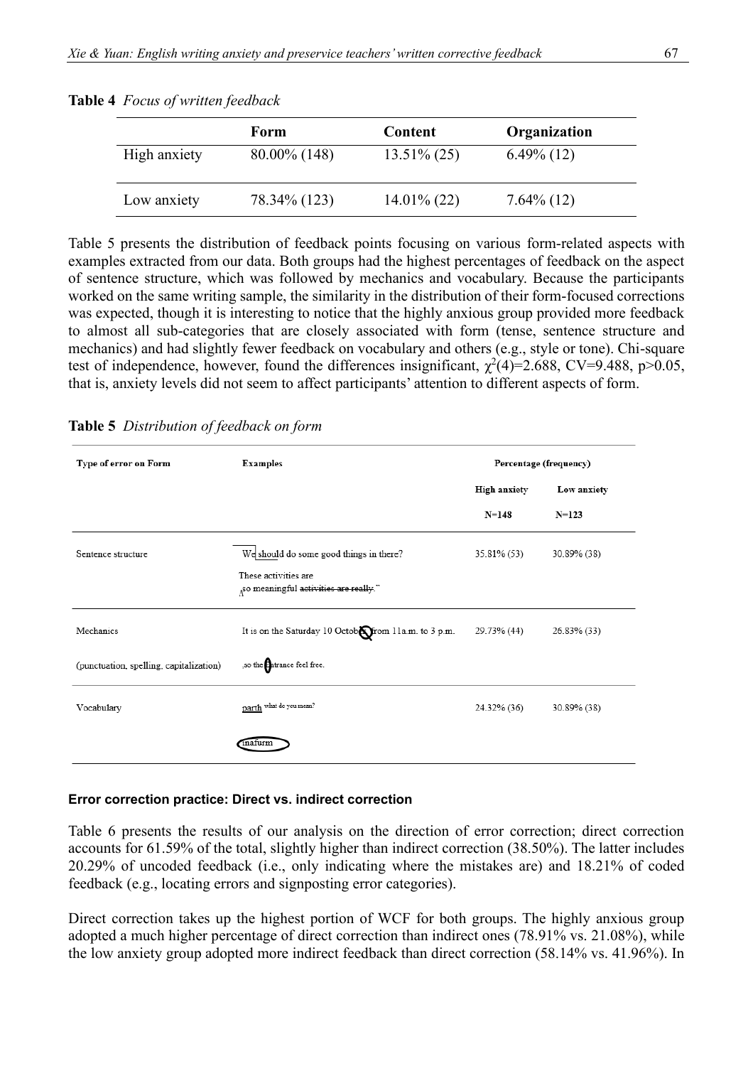**Table 4** *Focus of written feedback*

| | Form | Content | Organization |
|---|---|---|---|
| High anxiety | 80.00% (148) | 13.51% (25) | 6.49% (12) |
| Low anxiety | 78.34% (123) | 14.01% (22) | 7.64% (12) |

Table 5 presents the distribution of feedback points focusing on various form-related aspects with examples extracted from our data. Both groups had the highest percentages of feedback on the aspect of sentence structure, which was followed by mechanics and vocabulary. Because the participants worked on the same writing sample, the similarity in the distribution of their form-focused corrections was expected, though it is interesting to notice that the highly anxious group provided more feedback to almost all sub-categories that are closely associated with form (tense, sentence structure and mechanics) and had slightly fewer feedback on vocabulary and others (e.g., style or tone). Chi-square test of independence, however, found the differences insignificant, $\chi^2(4)=2.688$, CV=9.488, $p>0.05$, that is, anxiety levels did not seem to affect participants' attention to different aspects of form.

**Table 5** *Distribution of feedback on form*

| Type of error on Form | Examples | Percentage (frequency) | |
|---|---|---|---|
| | | High anxiety N=148 | Low anxiety N=123 |
| Sentence structure | We should do some good things in there? These activities are ^so meaningful ~~activities are really~~." | 35.81% (53) | 30.89% (38) |
| Mechanics (punctuation, spelling, capitalization) | It is on the Saturday 10 October from 11a.m. to 3 p.m. ,so the entrance feel free. | 29.73% (44) | 26.83% (33) |
| Vocabulary | parth what do you mean? inafurm | 24.32% (36) | 30.89% (38) |

#### Error correction practice: Direct vs. indirect correction

Table 6 presents the results of our analysis on the direction of error correction; direct correction accounts for 61.59% of the total, slightly higher than indirect correction (38.50%). The latter includes 20.29% of uncoded feedback (i.e., only indicating where the mistakes are) and 18.21% of coded feedback (e.g., locating errors and signposting error categories).

Direct correction takes up the highest portion of WCF for both groups. The highly anxious group adopted a much higher percentage of direct correction than indirect ones (78.91% vs. 21.08%), while the low anxiety group adopted more indirect feedback than direct correction (58.14% vs. 41.96%). In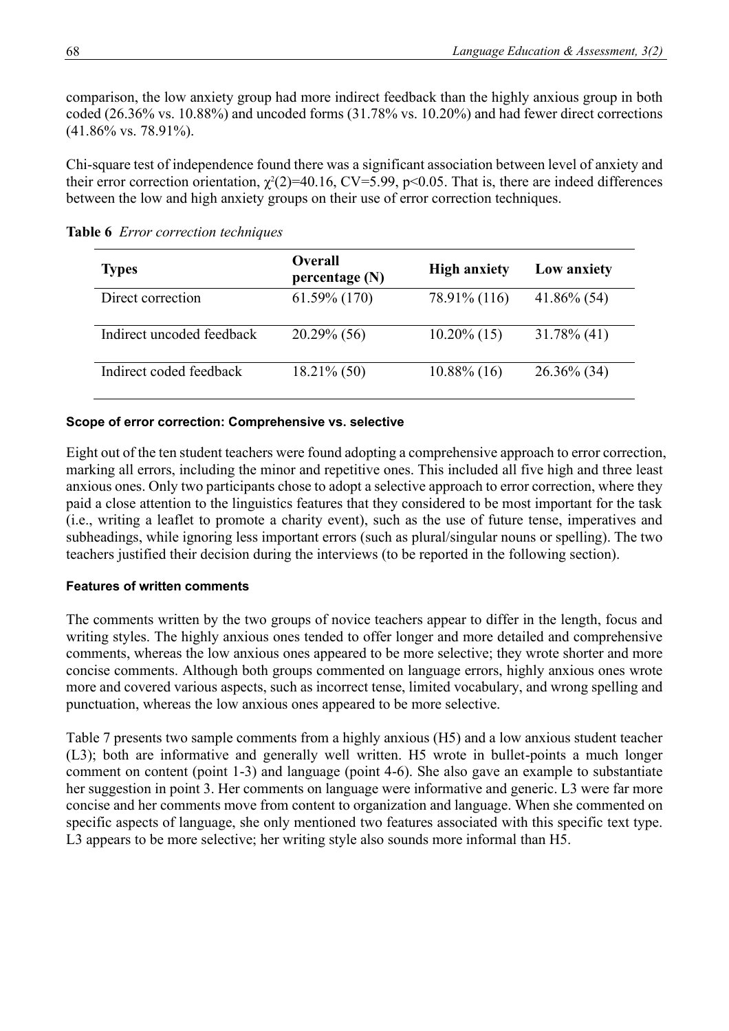comparison, the low anxiety group had more indirect feedback than the highly anxious group in both coded (26.36% vs. 10.88%) and uncoded forms (31.78% vs. 10.20%) and had fewer direct corrections (41.86% vs. 78.91%).

Chi-square test of independence found there was a significant association between level of anxiety and their error correction orientation, $\chi^2(2)=40.16$, CV=5.99, $p<0.05$. That is, there are indeed differences between the low and high anxiety groups on their use of error correction techniques.

**Table 6** *Error correction techniques*

| Types | Overall percentage (N) | High anxiety | Low anxiety |
|---|---|---|---|
| Direct correction | 61.59% (170) | 78.91% (116) | 41.86% (54) |
| Indirect uncoded feedback | 20.29% (56) | 10.20% (15) | 31.78% (41) |
| Indirect coded feedback | 18.21% (50) | 10.88% (16) | 26.36% (34) |

#### Scope of error correction: Comprehensive vs. selective

Eight out of the ten student teachers were found adopting a comprehensive approach to error correction, marking all errors, including the minor and repetitive ones. This included all five high and three least anxious ones. Only two participants chose to adopt a selective approach to error correction, where they paid a close attention to the linguistics features that they considered to be most important for the task (i.e., writing a leaflet to promote a charity event), such as the use of future tense, imperatives and subheadings, while ignoring less important errors (such as plural/singular nouns or spelling). The two teachers justified their decision during the interviews (to be reported in the following section).

#### Features of written comments

The comments written by the two groups of novice teachers appear to differ in the length, focus and writing styles. The highly anxious ones tended to offer longer and more detailed and comprehensive comments, whereas the low anxious ones appeared to be more selective; they wrote shorter and more concise comments. Although both groups commented on language errors, highly anxious ones wrote more and covered various aspects, such as incorrect tense, limited vocabulary, and wrong spelling and punctuation, whereas the low anxious ones appeared to be more selective.

Table 7 presents two sample comments from a highly anxious (H5) and a low anxious student teacher (L3); both are informative and generally well written. H5 wrote in bullet-points a much longer comment on content (point 1-3) and language (point 4-6). She also gave an example to substantiate her suggestion in point 3. Her comments on language were informative and generic. L3 were far more concise and her comments move from content to organization and language. When she commented on specific aspects of language, she only mentioned two features associated with this specific text type. L3 appears to be more selective; her writing style also sounds more informal than H5.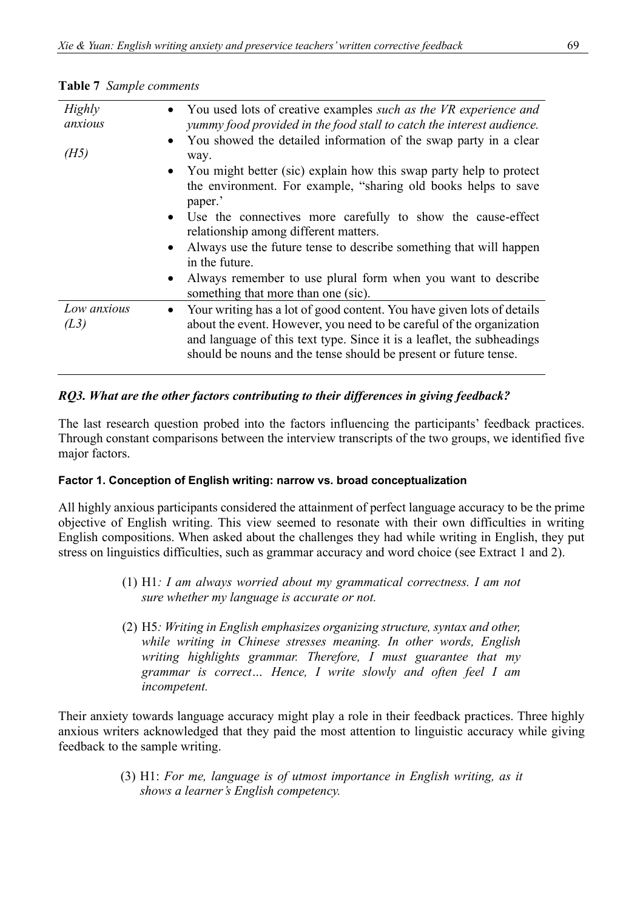**Table 7** *Sample comments*

| | |
|---|---|
| *Highly anxious* (*H5*) | • You used lots of creative examples *such as the VR experience and yummy food provided in the food stall to catch the interest audience.*<br>• You showed the detailed information of the swap party in a clear way.<br>• You might better (sic) explain how this swap party help to protect the environment. For example, "sharing old books helps to save paper.'<br>• Use the connectives more carefully to show the cause-effect relationship among different matters.<br>• Always use the future tense to describe something that will happen in the future.<br>• Always remember to use plural form when you want to describe something that more than one (sic). |
| *Low anxious* (*L3*) | • Your writing has a lot of good content. You have given lots of details about the event. However, you need to be careful of the organization and language of this text type. Since it is a leaflet, the subheadings should be nouns and the tense should be present or future tense. |

### *RQ3. What are the other factors contributing to their differences in giving feedback?*

The last research question probed into the factors influencing the participants' feedback practices. Through constant comparisons between the interview transcripts of the two groups, we identified five major factors.

#### Factor 1. Conception of English writing: narrow vs. broad conceptualization

All highly anxious participants considered the attainment of perfect language accuracy to be the prime objective of English writing. This view seemed to resonate with their own difficulties in writing English compositions. When asked about the challenges they had while writing in English, they put stress on linguistics difficulties, such as grammar accuracy and word choice (see Extract 1 and 2).

> (1) H1*: I am always worried about my grammatical correctness. I am not sure whether my language is accurate or not.*
>
> (2) H5*: Writing in English emphasizes organizing structure, syntax and other, while writing in Chinese stresses meaning. In other words, English writing highlights grammar. Therefore, I must guarantee that my grammar is correct… Hence, I write slowly and often feel I am incompetent.*

Their anxiety towards language accuracy might play a role in their feedback practices. Three highly anxious writers acknowledged that they paid the most attention to linguistic accuracy while giving feedback to the sample writing.

> (3) H1: *For me, language is of utmost importance in English writing, as it shows a learner's English competency.*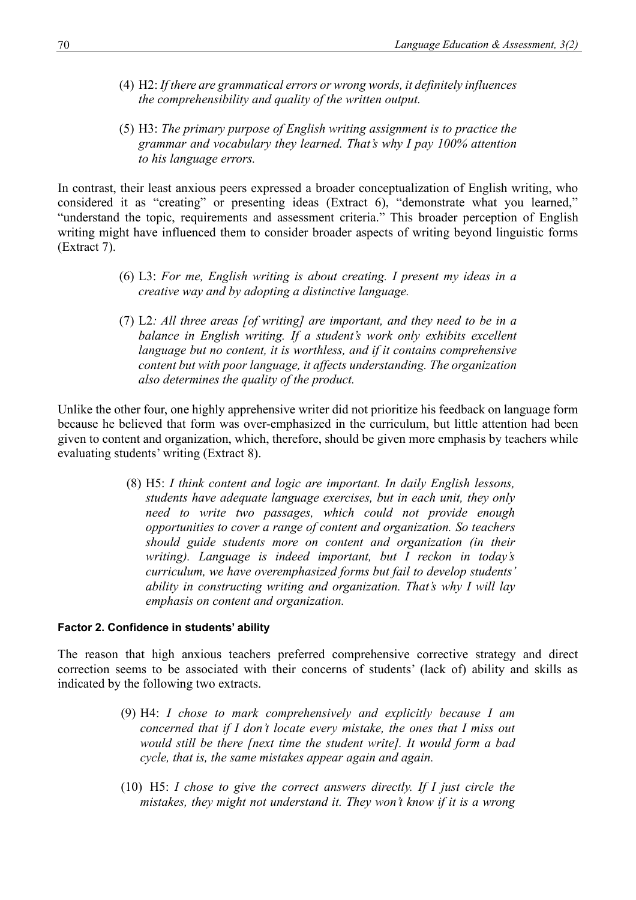(4) H2: *If there are grammatical errors or wrong words, it definitely influences the comprehensibility and quality of the written output.*

(5) H3: *The primary purpose of English writing assignment is to practice the grammar and vocabulary they learned. That's why I pay 100% attention to his language errors.*

In contrast, their least anxious peers expressed a broader conceptualization of English writing, who considered it as "creating" or presenting ideas (Extract 6), "demonstrate what you learned," "understand the topic, requirements and assessment criteria." This broader perception of English writing might have influenced them to consider broader aspects of writing beyond linguistic forms (Extract 7).

(6) L3: *For me, English writing is about creating. I present my ideas in a creative way and by adopting a distinctive language.*

(7) L2*: All three areas [of writing] are important, and they need to be in a balance in English writing. If a student's work only exhibits excellent language but no content, it is worthless, and if it contains comprehensive content but with poor language, it affects understanding. The organization also determines the quality of the product.*

Unlike the other four, one highly apprehensive writer did not prioritize his feedback on language form because he believed that form was over-emphasized in the curriculum, but little attention had been given to content and organization, which, therefore, should be given more emphasis by teachers while evaluating students' writing (Extract 8).

(8) H5: *I think content and logic are important. In daily English lessons, students have adequate language exercises, but in each unit, they only need to write two passages, which could not provide enough opportunities to cover a range of content and organization. So teachers should guide students more on content and organization (in their writing). Language is indeed important, but I reckon in today's curriculum, we have overemphasized forms but fail to develop students' ability in constructing writing and organization. That's why I will lay emphasis on content and organization.*

#### Factor 2. Confidence in students' ability

The reason that high anxious teachers preferred comprehensive corrective strategy and direct correction seems to be associated with their concerns of students' (lack of) ability and skills as indicated by the following two extracts.

(9) H4: *I chose to mark comprehensively and explicitly because I am concerned that if I don't locate every mistake, the ones that I miss out would still be there [next time the student write]. It would form a bad cycle, that is, the same mistakes appear again and again.*

(10) H5: *I chose to give the correct answers directly. If I just circle the mistakes, they might not understand it. They won't know if it is a wrong*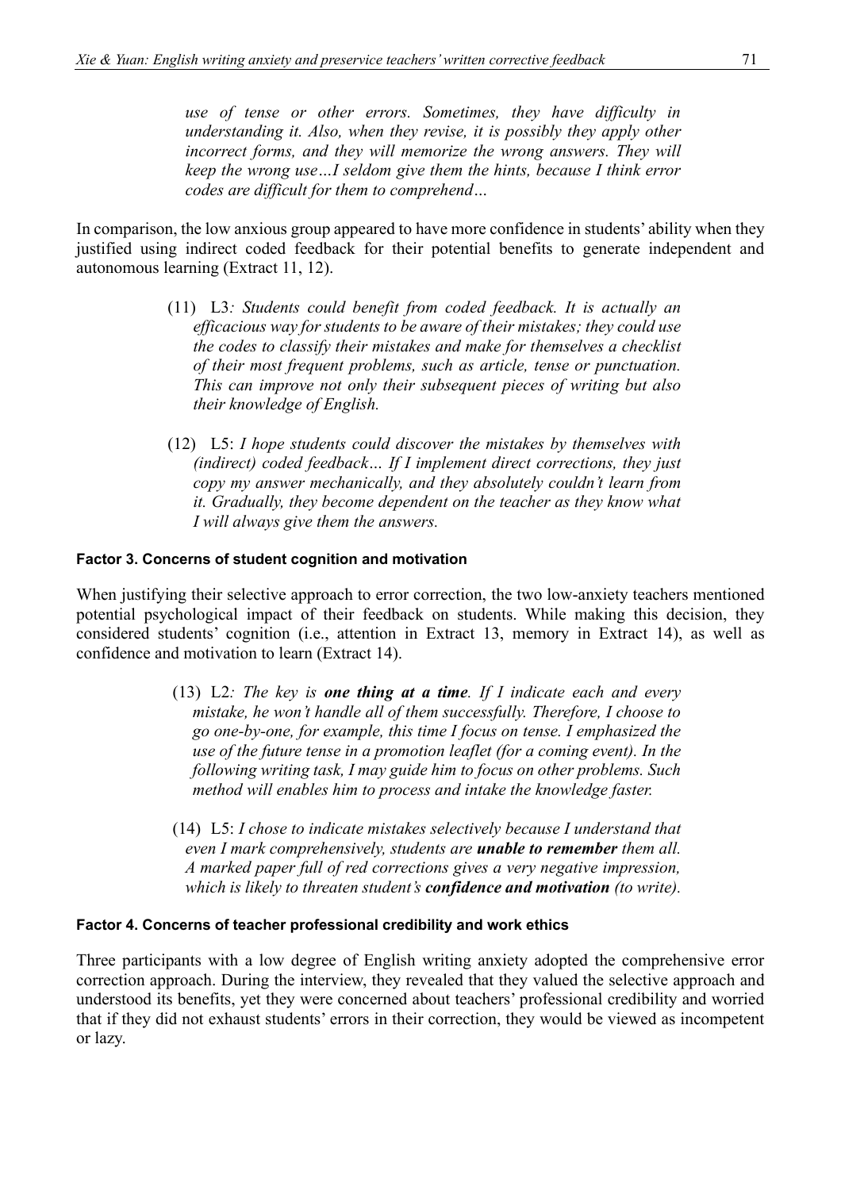*use of tense or other errors. Sometimes, they have difficulty in understanding it. Also, when they revise, it is possibly they apply other incorrect forms, and they will memorize the wrong answers. They will keep the wrong use…I seldom give them the hints, because I think error codes are difficult for them to comprehend…*

In comparison, the low anxious group appeared to have more confidence in students' ability when they justified using indirect coded feedback for their potential benefits to generate independent and autonomous learning (Extract 11, 12).

(11) L3*: Students could benefit from coded feedback. It is actually an efficacious way for students to be aware of their mistakes; they could use the codes to classify their mistakes and make for themselves a checklist of their most frequent problems, such as article, tense or punctuation. This can improve not only their subsequent pieces of writing but also their knowledge of English.*

(12) L5: *I hope students could discover the mistakes by themselves with (indirect) coded feedback… If I implement direct corrections, they just copy my answer mechanically, and they absolutely couldn't learn from it. Gradually, they become dependent on the teacher as they know what I will always give them the answers.*

#### Factor 3. Concerns of student cognition and motivation

When justifying their selective approach to error correction, the two low-anxiety teachers mentioned potential psychological impact of their feedback on students. While making this decision, they considered students' cognition (i.e., attention in Extract 13, memory in Extract 14), as well as confidence and motivation to learn (Extract 14).

(13) L2*: The key is **one thing at a time**. If I indicate each and every mistake, he won't handle all of them successfully. Therefore, I choose to go one-by-one, for example, this time I focus on tense. I emphasized the use of the future tense in a promotion leaflet (for a coming event). In the following writing task, I may guide him to focus on other problems. Such method will enables him to process and intake the knowledge faster.*

(14) L5: *I chose to indicate mistakes selectively because I understand that even I mark comprehensively, students are **unable to remember** them all. A marked paper full of red corrections gives a very negative impression, which is likely to threaten student's **confidence and motivation** (to write).*

#### Factor 4. Concerns of teacher professional credibility and work ethics

Three participants with a low degree of English writing anxiety adopted the comprehensive error correction approach. During the interview, they revealed that they valued the selective approach and understood its benefits, yet they were concerned about teachers' professional credibility and worried that if they did not exhaust students' errors in their correction, they would be viewed as incompetent or lazy.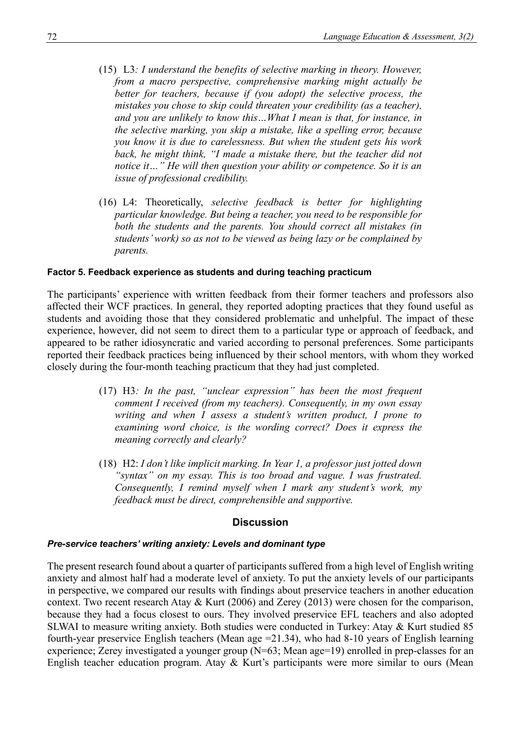(15) L3*: I understand the benefits of selective marking in theory. However, from a macro perspective, comprehensive marking might actually be better for teachers, because if (you adopt) the selective process, the mistakes you chose to skip could threaten your credibility (as a teacher), and you are unlikely to know this…What I mean is that, for instance, in the selective marking, you skip a mistake, like a spelling error, because you know it is due to carelessness. But when the student gets his work back, he might think, "I made a mistake there, but the teacher did not notice it…" He will then question your ability or competence. So it is an issue of professional credibility.*

(16) L4: Theoretically, *selective feedback is better for highlighting particular knowledge. But being a teacher, you need to be responsible for both the students and the parents. You should correct all mistakes (in students' work) so as not to be viewed as being lazy or be complained by parents.*

**Factor 5. Feedback experience as students and during teaching practicum**

The participants' experience with written feedback from their former teachers and professors also affected their WCF practices. In general, they reported adopting practices that they found useful as students and avoiding those that they considered problematic and unhelpful. The impact of these experience, however, did not seem to direct them to a particular type or approach of feedback, and appeared to be rather idiosyncratic and varied according to personal preferences. Some participants reported their feedback practices being influenced by their school mentors, with whom they worked closely during the four-month teaching practicum that they had just completed.

(17) H3*: In the past, "unclear expression" has been the most frequent comment I received (from my teachers). Consequently, in my own essay writing and when I assess a student's written product, I prone to examining word choice, is the wording correct? Does it express the meaning correctly and clearly?*

(18) H2: *I don't like implicit marking. In Year 1, a professor just jotted down "syntax" on my essay. This is too broad and vague. I was frustrated. Consequently, I remind myself when I mark any student's work, my feedback must be direct, comprehensible and supportive.*

## Discussion

***Pre-service teachers' writing anxiety: Levels and dominant type***

The present research found about a quarter of participants suffered from a high level of English writing anxiety and almost half had a moderate level of anxiety. To put the anxiety levels of our participants in perspective, we compared our results with findings about preservice teachers in another education context. Two recent research Atay & Kurt (2006) and Zerey (2013) were chosen for the comparison, because they had a focus closest to ours. They involved preservice EFL teachers and also adopted SLWAI to measure writing anxiety. Both studies were conducted in Turkey: Atay & Kurt studied 85 fourth-year preservice English teachers (Mean age =21.34), who had 8-10 years of English learning experience; Zerey investigated a younger group (N=63; Mean age=19) enrolled in prep-classes for an English teacher education program. Atay & Kurt's participants were more similar to ours (Mean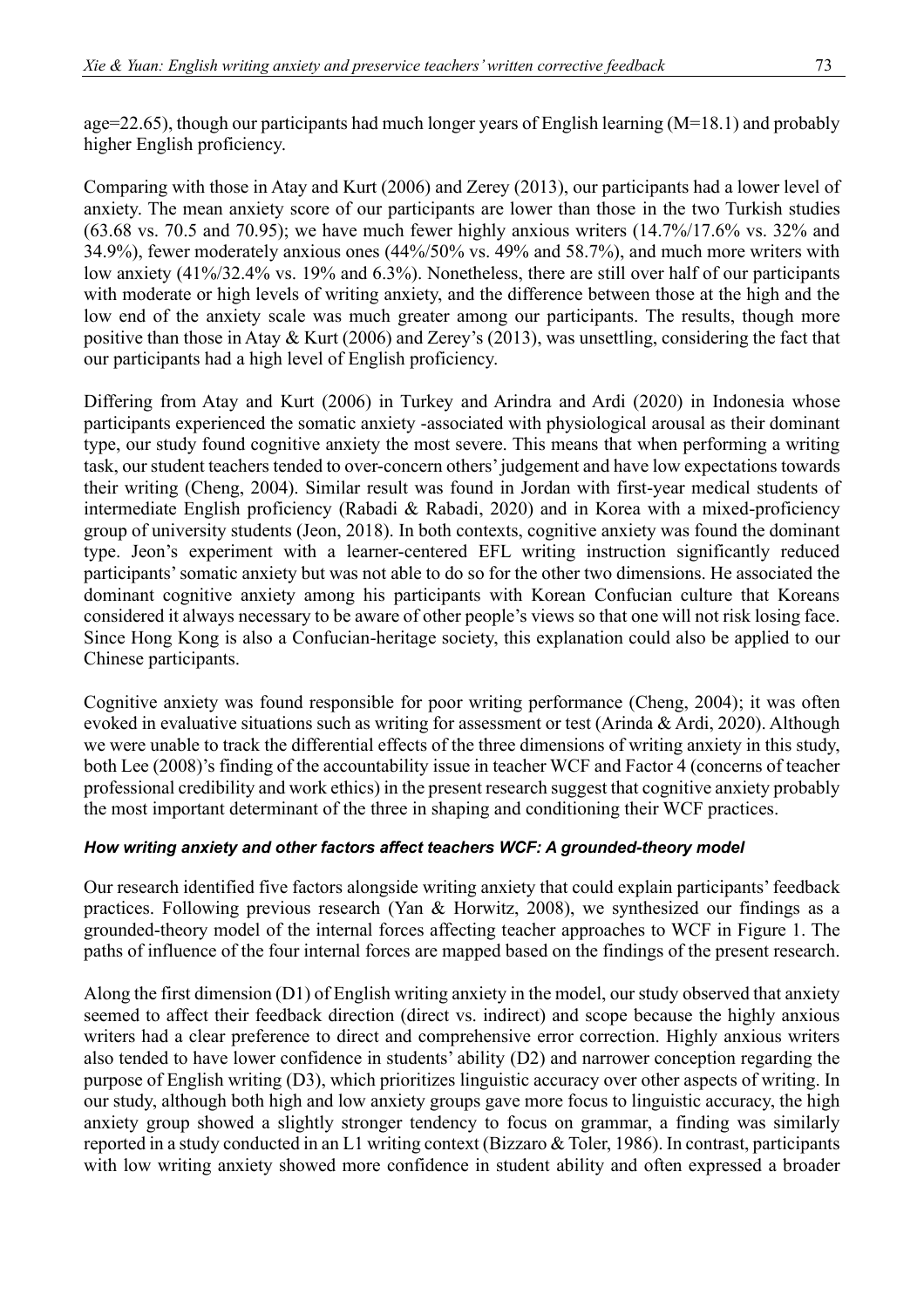age=22.65), though our participants had much longer years of English learning (M=18.1) and probably higher English proficiency.

Comparing with those in Atay and Kurt (2006) and Zerey (2013), our participants had a lower level of anxiety. The mean anxiety score of our participants are lower than those in the two Turkish studies (63.68 vs. 70.5 and 70.95); we have much fewer highly anxious writers (14.7%/17.6% vs. 32% and 34.9%), fewer moderately anxious ones (44%/50% vs. 49% and 58.7%), and much more writers with low anxiety (41%/32.4% vs. 19% and 6.3%). Nonetheless, there are still over half of our participants with moderate or high levels of writing anxiety, and the difference between those at the high and the low end of the anxiety scale was much greater among our participants. The results, though more positive than those in Atay & Kurt (2006) and Zerey's (2013), was unsettling, considering the fact that our participants had a high level of English proficiency.

Differing from Atay and Kurt (2006) in Turkey and Arindra and Ardi (2020) in Indonesia whose participants experienced the somatic anxiety -associated with physiological arousal as their dominant type, our study found cognitive anxiety the most severe. This means that when performing a writing task, our student teachers tended to over-concern others' judgement and have low expectations towards their writing (Cheng, 2004). Similar result was found in Jordan with first-year medical students of intermediate English proficiency (Rabadi & Rabadi, 2020) and in Korea with a mixed-proficiency group of university students (Jeon, 2018). In both contexts, cognitive anxiety was found the dominant type. Jeon's experiment with a learner-centered EFL writing instruction significantly reduced participants' somatic anxiety but was not able to do so for the other two dimensions. He associated the dominant cognitive anxiety among his participants with Korean Confucian culture that Koreans considered it always necessary to be aware of other people's views so that one will not risk losing face. Since Hong Kong is also a Confucian-heritage society, this explanation could also be applied to our Chinese participants.

Cognitive anxiety was found responsible for poor writing performance (Cheng, 2004); it was often evoked in evaluative situations such as writing for assessment or test (Arinda & Ardi, 2020). Although we were unable to track the differential effects of the three dimensions of writing anxiety in this study, both Lee (2008)'s finding of the accountability issue in teacher WCF and Factor 4 (concerns of teacher professional credibility and work ethics) in the present research suggest that cognitive anxiety probably the most important determinant of the three in shaping and conditioning their WCF practices.

#### *How writing anxiety and other factors affect teachers WCF: A grounded-theory model*

Our research identified five factors alongside writing anxiety that could explain participants' feedback practices. Following previous research (Yan & Horwitz, 2008), we synthesized our findings as a grounded-theory model of the internal forces affecting teacher approaches to WCF in Figure 1. The paths of influence of the four internal forces are mapped based on the findings of the present research.

Along the first dimension (D1) of English writing anxiety in the model, our study observed that anxiety seemed to affect their feedback direction (direct vs. indirect) and scope because the highly anxious writers had a clear preference to direct and comprehensive error correction. Highly anxious writers also tended to have lower confidence in students' ability (D2) and narrower conception regarding the purpose of English writing (D3), which prioritizes linguistic accuracy over other aspects of writing. In our study, although both high and low anxiety groups gave more focus to linguistic accuracy, the high anxiety group showed a slightly stronger tendency to focus on grammar, a finding was similarly reported in a study conducted in an L1 writing context (Bizzaro & Toler, 1986). In contrast, participants with low writing anxiety showed more confidence in student ability and often expressed a broader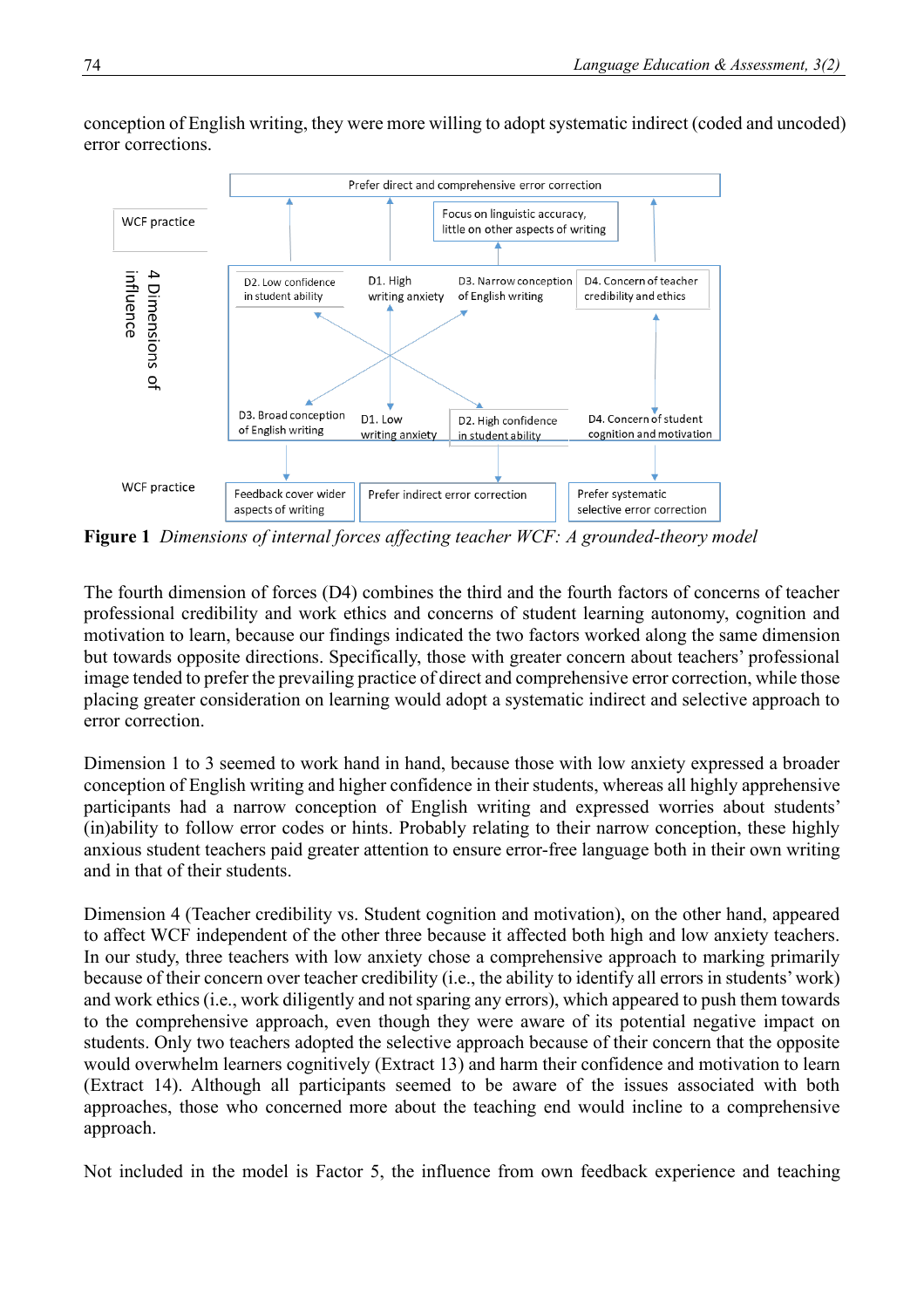conception of English writing, they were more willing to adopt systematic indirect (coded and uncoded) error corrections.

**Figure 1** *Dimensions of internal forces affecting teacher WCF: A grounded-theory model*

The fourth dimension of forces (D4) combines the third and the fourth factors of concerns of teacher professional credibility and work ethics and concerns of student learning autonomy, cognition and motivation to learn, because our findings indicated the two factors worked along the same dimension but towards opposite directions. Specifically, those with greater concern about teachers' professional image tended to prefer the prevailing practice of direct and comprehensive error correction, while those placing greater consideration on learning would adopt a systematic indirect and selective approach to error correction.

Dimension 1 to 3 seemed to work hand in hand, because those with low anxiety expressed a broader conception of English writing and higher confidence in their students, whereas all highly apprehensive participants had a narrow conception of English writing and expressed worries about students' (in)ability to follow error codes or hints. Probably relating to their narrow conception, these highly anxious student teachers paid greater attention to ensure error-free language both in their own writing and in that of their students.

Dimension 4 (Teacher credibility vs. Student cognition and motivation), on the other hand, appeared to affect WCF independent of the other three because it affected both high and low anxiety teachers. In our study, three teachers with low anxiety chose a comprehensive approach to marking primarily because of their concern over teacher credibility (i.e., the ability to identify all errors in students' work) and work ethics (i.e., work diligently and not sparing any errors), which appeared to push them towards to the comprehensive approach, even though they were aware of its potential negative impact on students. Only two teachers adopted the selective approach because of their concern that the opposite would overwhelm learners cognitively (Extract 13) and harm their confidence and motivation to learn (Extract 14). Although all participants seemed to be aware of the issues associated with both approaches, those who concerned more about the teaching end would incline to a comprehensive approach.

Not included in the model is Factor 5, the influence from own feedback experience and teaching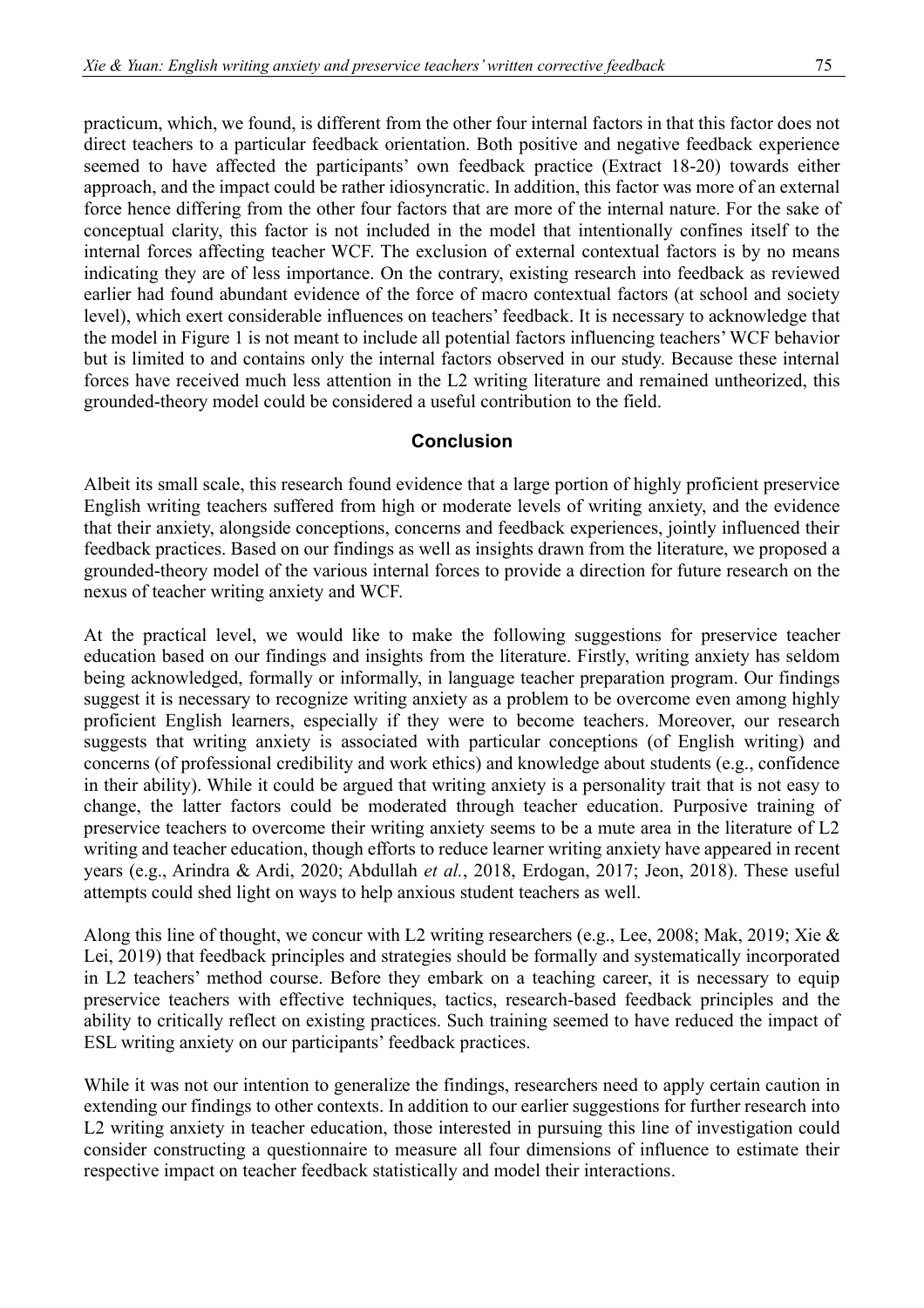practicum, which, we found, is different from the other four internal factors in that this factor does not direct teachers to a particular feedback orientation. Both positive and negative feedback experience seemed to have affected the participants' own feedback practice (Extract 18-20) towards either approach, and the impact could be rather idiosyncratic. In addition, this factor was more of an external force hence differing from the other four factors that are more of the internal nature. For the sake of conceptual clarity, this factor is not included in the model that intentionally confines itself to the internal forces affecting teacher WCF. The exclusion of external contextual factors is by no means indicating they are of less importance. On the contrary, existing research into feedback as reviewed earlier had found abundant evidence of the force of macro contextual factors (at school and society level), which exert considerable influences on teachers' feedback. It is necessary to acknowledge that the model in Figure 1 is not meant to include all potential factors influencing teachers' WCF behavior but is limited to and contains only the internal factors observed in our study. Because these internal forces have received much less attention in the L2 writing literature and remained untheorized, this grounded-theory model could be considered a useful contribution to the field.

## Conclusion

Albeit its small scale, this research found evidence that a large portion of highly proficient preservice English writing teachers suffered from high or moderate levels of writing anxiety, and the evidence that their anxiety, alongside conceptions, concerns and feedback experiences, jointly influenced their feedback practices. Based on our findings as well as insights drawn from the literature, we proposed a grounded-theory model of the various internal forces to provide a direction for future research on the nexus of teacher writing anxiety and WCF.

At the practical level, we would like to make the following suggestions for preservice teacher education based on our findings and insights from the literature. Firstly, writing anxiety has seldom being acknowledged, formally or informally, in language teacher preparation program. Our findings suggest it is necessary to recognize writing anxiety as a problem to be overcome even among highly proficient English learners, especially if they were to become teachers. Moreover, our research suggests that writing anxiety is associated with particular conceptions (of English writing) and concerns (of professional credibility and work ethics) and knowledge about students (e.g., confidence in their ability). While it could be argued that writing anxiety is a personality trait that is not easy to change, the latter factors could be moderated through teacher education. Purposive training of preservice teachers to overcome their writing anxiety seems to be a mute area in the literature of L2 writing and teacher education, though efforts to reduce learner writing anxiety have appeared in recent years (e.g., Arindra & Ardi, 2020; Abdullah *et al.*, 2018, Erdogan, 2017; Jeon, 2018). These useful attempts could shed light on ways to help anxious student teachers as well.

Along this line of thought, we concur with L2 writing researchers (e.g., Lee, 2008; Mak, 2019; Xie & Lei, 2019) that feedback principles and strategies should be formally and systematically incorporated in L2 teachers' method course. Before they embark on a teaching career, it is necessary to equip preservice teachers with effective techniques, tactics, research-based feedback principles and the ability to critically reflect on existing practices. Such training seemed to have reduced the impact of ESL writing anxiety on our participants' feedback practices.

While it was not our intention to generalize the findings, researchers need to apply certain caution in extending our findings to other contexts. In addition to our earlier suggestions for further research into L2 writing anxiety in teacher education, those interested in pursuing this line of investigation could consider constructing a questionnaire to measure all four dimensions of influence to estimate their respective impact on teacher feedback statistically and model their interactions.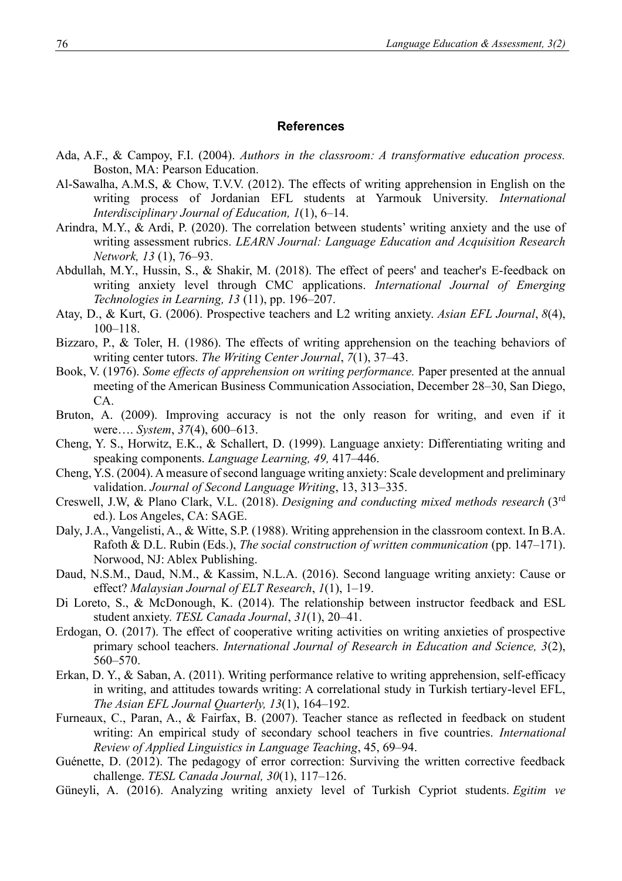## References

Ada, A.F., & Campoy, F.I. (2004). *Authors in the classroom: A transformative education process.* Boston, MA: Pearson Education.

Al-Sawalha, A.M.S, & Chow, T.V.V. (2012). The effects of writing apprehension in English on the writing process of Jordanian EFL students at Yarmouk University. *International Interdisciplinary Journal of Education, 1*(1), 6–14.

Arindra, M.Y., & Ardi, P. (2020). The correlation between students' writing anxiety and the use of writing assessment rubrics. *LEARN Journal: Language Education and Acquisition Research Network, 13* (1), 76–93.

Abdullah, M.Y., Hussin, S., & Shakir, M. (2018). The effect of peers' and teacher's E-feedback on writing anxiety level through CMC applications. *International Journal of Emerging Technologies in Learning, 13* (11), pp. 196–207.

Atay, D., & Kurt, G. (2006). Prospective teachers and L2 writing anxiety. *Asian EFL Journal*, *8*(4), 100–118.

Bizzaro, P., & Toler, H. (1986). The effects of writing apprehension on the teaching behaviors of writing center tutors. *The Writing Center Journal*, *7*(1), 37–43.

Book, V. (1976). *Some effects of apprehension on writing performance.* Paper presented at the annual meeting of the American Business Communication Association, December 28–30, San Diego, CA.

Bruton, A. (2009). Improving accuracy is not the only reason for writing, and even if it were…. *System*, *37*(4), 600–613.

Cheng, Y. S., Horwitz, E.K., & Schallert, D. (1999). Language anxiety: Differentiating writing and speaking components. *Language Learning, 49,* 417–446.

Cheng, Y.S. (2004). A measure of second language writing anxiety: Scale development and preliminary validation. *Journal of Second Language Writing*, 13, 313–335.

Creswell, J.W, & Plano Clark, V.L. (2018). *Designing and conducting mixed methods research* (3rd ed.). Los Angeles, CA: SAGE.

Daly, J.A., Vangelisti, A., & Witte, S.P. (1988). Writing apprehension in the classroom context. In B.A. Rafoth & D.L. Rubin (Eds.), *The social construction of written communication* (pp. 147–171). Norwood, NJ: Ablex Publishing.

Daud, N.S.M., Daud, N.M., & Kassim, N.L.A. (2016). Second language writing anxiety: Cause or effect? *Malaysian Journal of ELT Research*, *1*(1), 1–19.

Di Loreto, S., & McDonough, K. (2014). The relationship between instructor feedback and ESL student anxiety. *TESL Canada Journal*, *31*(1), 20–41.

Erdogan, O. (2017). The effect of cooperative writing activities on writing anxieties of prospective primary school teachers. *International Journal of Research in Education and Science, 3*(2), 560–570.

Erkan, D. Y., & Saban, A. (2011). Writing performance relative to writing apprehension, self-efficacy in writing, and attitudes towards writing: A correlational study in Turkish tertiary-level EFL, *The Asian EFL Journal Quarterly, 13*(1), 164–192.

Furneaux, C., Paran, A., & Fairfax, B. (2007). Teacher stance as reflected in feedback on student writing: An empirical study of secondary school teachers in five countries. *International Review of Applied Linguistics in Language Teaching*, 45, 69–94.

Guénette, D. (2012). The pedagogy of error correction: Surviving the written corrective feedback challenge. *TESL Canada Journal, 30*(1), 117–126.

Güneyli, A. (2016). Analyzing writing anxiety level of Turkish Cypriot students. *Egitim ve*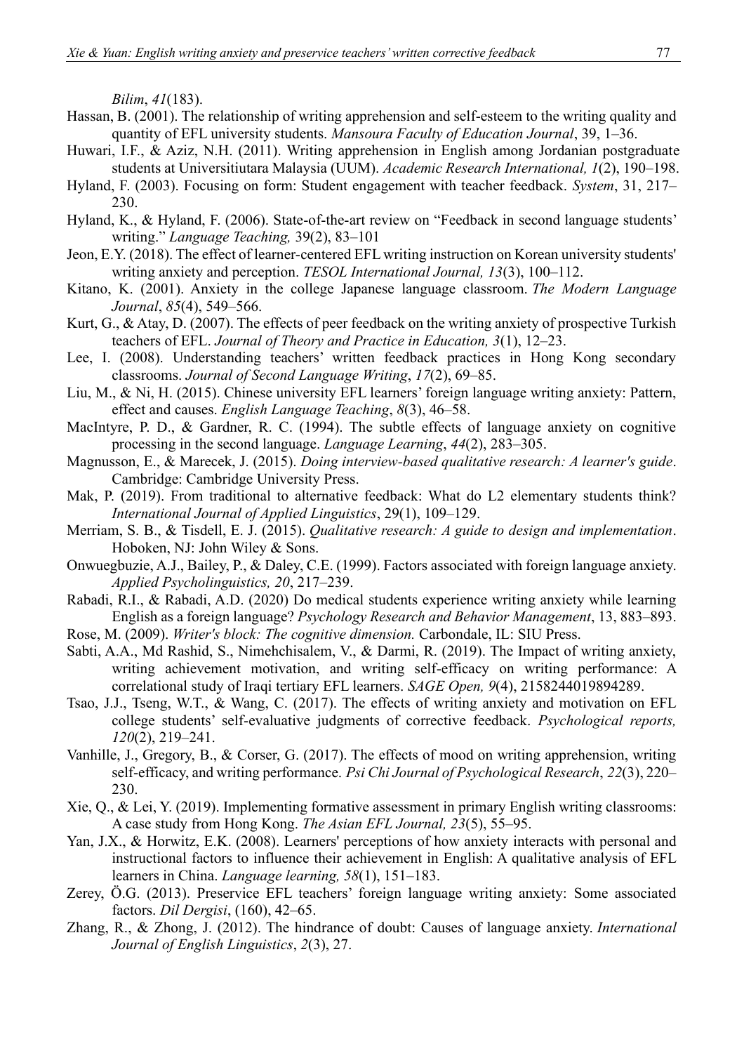*Bilim*, *41*(183).

Hassan, B. (2001). The relationship of writing apprehension and self-esteem to the writing quality and quantity of EFL university students. *Mansoura Faculty of Education Journal*, 39, 1–36.

Huwari, I.F., & Aziz, N.H. (2011). Writing apprehension in English among Jordanian postgraduate students at Universitiutara Malaysia (UUM). *Academic Research International, 1*(2), 190–198.

Hyland, F. (2003). Focusing on form: Student engagement with teacher feedback. *System*, 31, 217–230.

Hyland, K., & Hyland, F. (2006). State-of-the-art review on "Feedback in second language students' writing." *Language Teaching,* 39(2), 83–101

Jeon, E.Y. (2018). The effect of learner-centered EFL writing instruction on Korean university students' writing anxiety and perception. *TESOL International Journal, 13*(3), 100–112.

Kitano, K. (2001). Anxiety in the college Japanese language classroom. *The Modern Language Journal*, *85*(4), 549–566.

Kurt, G., & Atay, D. (2007). The effects of peer feedback on the writing anxiety of prospective Turkish teachers of EFL. *Journal of Theory and Practice in Education, 3*(1), 12–23.

Lee, I. (2008). Understanding teachers' written feedback practices in Hong Kong secondary classrooms. *Journal of Second Language Writing*, *17*(2), 69–85.

Liu, M., & Ni, H. (2015). Chinese university EFL learners' foreign language writing anxiety: Pattern, effect and causes. *English Language Teaching*, *8*(3), 46–58.

MacIntyre, P. D., & Gardner, R. C. (1994). The subtle effects of language anxiety on cognitive processing in the second language. *Language Learning*, *44*(2), 283–305.

Magnusson, E., & Marecek, J. (2015). *Doing interview-based qualitative research: A learner's guide*. Cambridge: Cambridge University Press.

Mak, P. (2019). From traditional to alternative feedback: What do L2 elementary students think? *International Journal of Applied Linguistics*, 29(1), 109–129.

Merriam, S. B., & Tisdell, E. J. (2015). *Qualitative research: A guide to design and implementation*. Hoboken, NJ: John Wiley & Sons.

Onwuegbuzie, A.J., Bailey, P., & Daley, C.E. (1999). Factors associated with foreign language anxiety. *Applied Psycholinguistics, 20*, 217–239.

Rabadi, R.I., & Rabadi, A.D. (2020) Do medical students experience writing anxiety while learning English as a foreign language? *Psychology Research and Behavior Management*, 13, 883–893.

Rose, M. (2009). *Writer's block: The cognitive dimension.* Carbondale, IL: SIU Press.

Sabti, A.A., Md Rashid, S., Nimehchisalem, V., & Darmi, R. (2019). The Impact of writing anxiety, writing achievement motivation, and writing self-efficacy on writing performance: A correlational study of Iraqi tertiary EFL learners. *SAGE Open, 9*(4), 2158244019894289.

Tsao, J.J., Tseng, W.T., & Wang, C. (2017). The effects of writing anxiety and motivation on EFL college students' self-evaluative judgments of corrective feedback. *Psychological reports, 120*(2), 219–241.

Vanhille, J., Gregory, B., & Corser, G. (2017). The effects of mood on writing apprehension, writing self-efficacy, and writing performance. *Psi Chi Journal of Psychological Research*, *22*(3), 220–230.

Xie, Q., & Lei, Y. (2019). Implementing formative assessment in primary English writing classrooms: A case study from Hong Kong. *The Asian EFL Journal, 23*(5), 55–95.

Yan, J.X., & Horwitz, E.K. (2008). Learners' perceptions of how anxiety interacts with personal and instructional factors to influence their achievement in English: A qualitative analysis of EFL learners in China. *Language learning, 58*(1), 151–183.

Zerey, Ö.G. (2013). Preservice EFL teachers' foreign language writing anxiety: Some associated factors. *Dil Dergisi*, (160), 42–65.

Zhang, R., & Zhong, J. (2012). The hindrance of doubt: Causes of language anxiety. *International Journal of English Linguistics*, *2*(3), 27.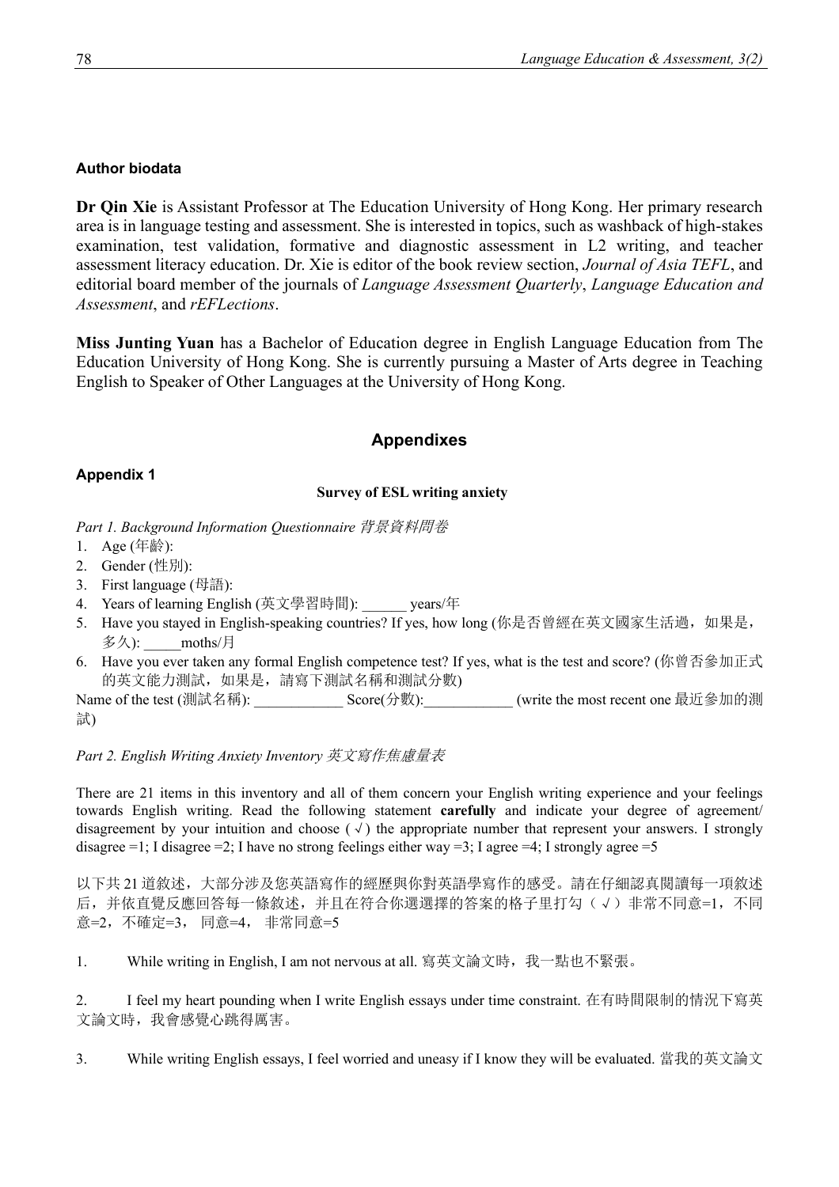### Author biodata

**Dr Qin Xie** is Assistant Professor at The Education University of Hong Kong. Her primary research area is in language testing and assessment. She is interested in topics, such as washback of high-stakes examination, test validation, formative and diagnostic assessment in L2 writing, and teacher assessment literacy education. Dr. Xie is editor of the book review section, *Journal of Asia TEFL*, and editorial board member of the journals of *Language Assessment Quarterly*, *Language Education and Assessment*, and *rEFLections*.

**Miss Junting Yuan** has a Bachelor of Education degree in English Language Education from The Education University of Hong Kong. She is currently pursuing a Master of Arts degree in Teaching English to Speaker of Other Languages at the University of Hong Kong.

## Appendixes

### Appendix 1

**Survey of ESL writing anxiety**

*Part 1. Background Information Questionnaire 背景資料問卷*

1. Age (年齡):
2. Gender (性別):
3. First language (母語):
4. Years of learning English (英文學習時間): ______ years/年
5. Have you stayed in English-speaking countries? If yes, how long (你是否曾經在英文國家生活過，如果是，多久): _____moths/月
6. Have you ever taken any formal English competence test? If yes, what is the test and score? (你曾否參加正式的英文能力測試，如果是，請寫下測試名稱和測試分數)

Name of the test (測試名稱): ____________ Score(分數):____________ (write the most recent one 最近參加的測試)

*Part 2. English Writing Anxiety Inventory 英文寫作焦慮量表*

There are 21 items in this inventory and all of them concern your English writing experience and your feelings towards English writing. Read the following statement **carefully** and indicate your degree of agreement/ disagreement by your intuition and choose ( √ ) the appropriate number that represent your answers. I strongly disagree =1; I disagree =2; I have no strong feelings either way =3; I agree =4; I strongly agree =5

以下共 21 道敘述，大部分涉及您英語寫作的經歷與你對英語學寫作的感受。請在仔細認真閱讀每一項敘述后，并依直覺反應回答每一條敘述，并且在符合你選選擇的答案的格子里打勾（ √ ）非常不同意=1，不同意=2，不確定=3， 同意=4， 非常同意=5

1. While writing in English, I am not nervous at all. 寫英文論文時，我一點也不緊張。

2. I feel my heart pounding when I write English essays under time constraint. 在有時間限制的情況下寫英文論文時，我會感覺心跳得厲害。

3. While writing English essays, I feel worried and uneasy if I know they will be evaluated. 當我的英文論文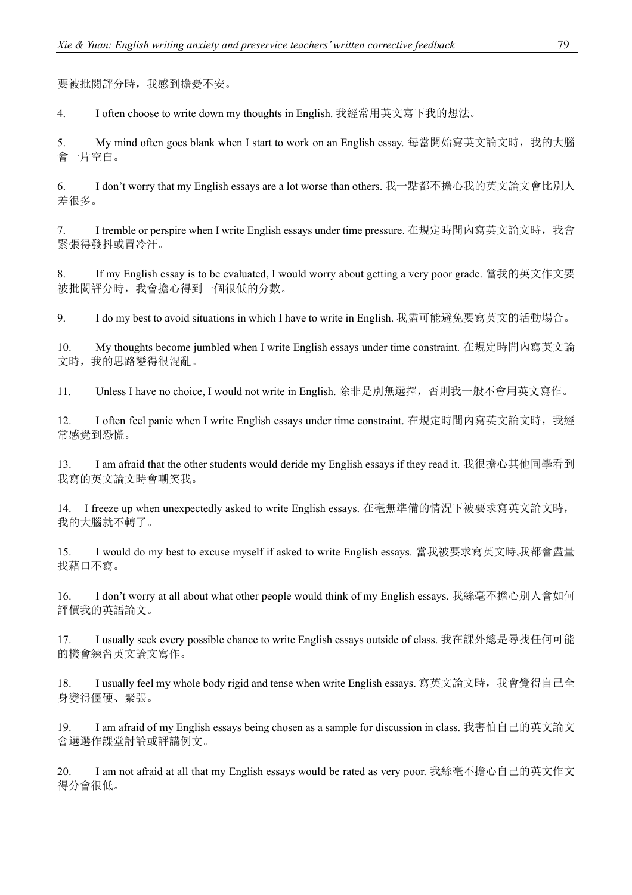要被批閱評分時，我感到擔憂不安。

4. I often choose to write down my thoughts in English. 我經常用英文寫下我的想法。

5. My mind often goes blank when I start to work on an English essay. 每當開始寫英文論文時，我的大腦會一片空白。

6. I don't worry that my English essays are a lot worse than others. 我一點都不擔心我的英文論文會比別人差很多。

7. I tremble or perspire when I write English essays under time pressure. 在規定時間內寫英文論文時，我會緊張得發抖或冒冷汗。

8. If my English essay is to be evaluated, I would worry about getting a very poor grade. 當我的英文作文要被批閱評分時，我會擔心得到一個很低的分數。

9. I do my best to avoid situations in which I have to write in English. 我盡可能避免要寫英文的活動場合。

10. My thoughts become jumbled when I write English essays under time constraint. 在規定時間內寫英文論文時，我的思路變得很混亂。

11. Unless I have no choice, I would not write in English. 除非是別無選擇，否則我一般不會用英文寫作。

12. I often feel panic when I write English essays under time constraint. 在規定時間內寫英文論文時，我經常感覺到恐慌。

13. I am afraid that the other students would deride my English essays if they read it. 我很擔心其他同學看到我寫的英文論文時會嘲笑我。

14. I freeze up when unexpectedly asked to write English essays. 在毫無準備的情況下被要求寫英文論文時，我的大腦就不轉了。

15. I would do my best to excuse myself if asked to write English essays. 當我被要求寫英文時,我都會盡量找藉口不寫。

16. I don't worry at all about what other people would think of my English essays. 我絲毫不擔心別人會如何評價我的英語論文。

17. I usually seek every possible chance to write English essays outside of class. 我在課外總是尋找任何可能的機會練習英文論文寫作。

18. I usually feel my whole body rigid and tense when write English essays. 寫英文論文時，我會覺得自己全身變得僵硬、緊張。

19. I am afraid of my English essays being chosen as a sample for discussion in class. 我害怕自己的英文論文會選選作課堂討論或評講例文。

20. I am not afraid at all that my English essays would be rated as very poor. 我絲毫不擔心自己的英文作文得分會很低。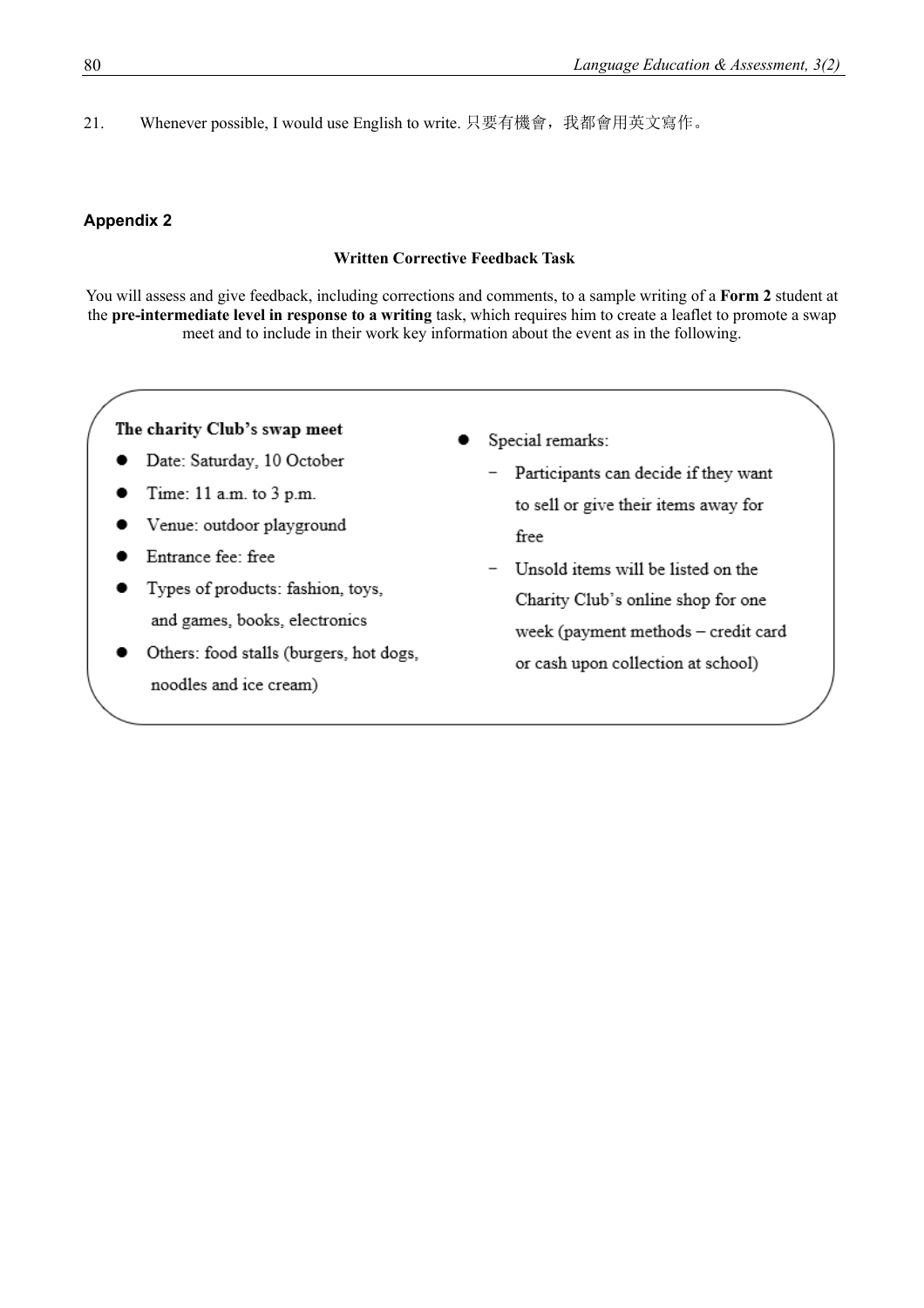21. Whenever possible, I would use English to write. 只要有機會，我都會用英文寫作。

## Appendix 2

### Written Corrective Feedback Task

You will assess and give feedback, including corrections and comments, to a sample writing of a **Form 2** student at the **pre-intermediate level in response to a writing** task, which requires him to create a leaflet to promote a swap meet and to include in their work key information about the event as in the following.

**The charity Club's swap meet**

- Date: Saturday, 10 October
- Time: 11 a.m. to 3 p.m.
- Venue: outdoor playground
- Entrance fee: free
- Types of products: fashion, toys, and games, books, electronics
- Others: food stalls (burgers, hot dogs, noodles and ice cream)
- Special remarks:
  - Participants can decide if they want to sell or give their items away for free
  - Unsold items will be listed on the Charity Club's online shop for one week (payment methods – credit card or cash upon collection at school)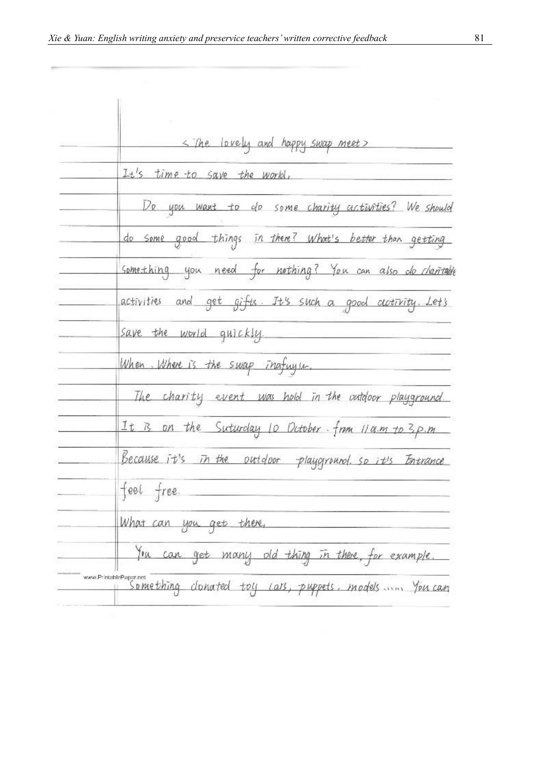< The lovely and happy swap meet >

It's time to save the world.

Do you want to do some charity activities? We should do some good things in there? What's better than getting something you need for nothing? You can also do charitable activities and get gifts. It's such a good activity. Let's save the world quickly.

When. Where is the swap infaryu.

The charity event was hold in the outdoor playground. It is on the Suturday 10 October. from 11a.m to 3p.m Because it's in the outdoor playground. so it's Entrance feel free.

What can you get there,

You can get many old thing in there, for example. Something donated toy cars, puppets, models ...... You can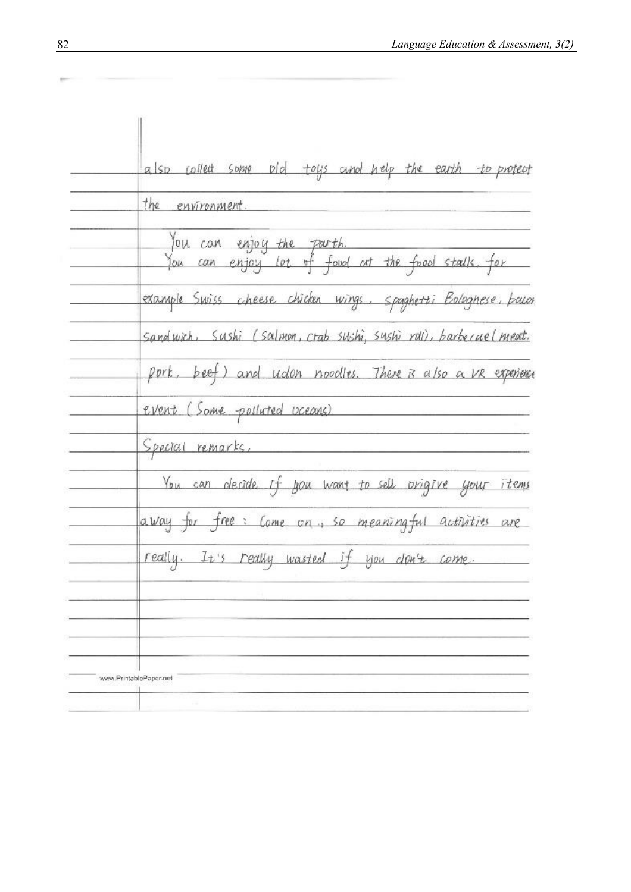also collect some old toys and help the earth to protect the environment.

You can enjoy the parth.
You can enjoy lot of food at the food stalls. for example Swiss cheese chicken wings, Spaghetti Bolognese, bacon sandwich, Sushi (Salmon, crab sushi, sushi roll), barbecue (meat, pork, beef) and udon noodles. There is also a VR experience event (Some polluted oceans)

Special remarks,

You can decide if you want to sell or give your items away for free: Come on, so meaningful activities are really. It's really wasted if you don't come.

www.PrintablePaper.net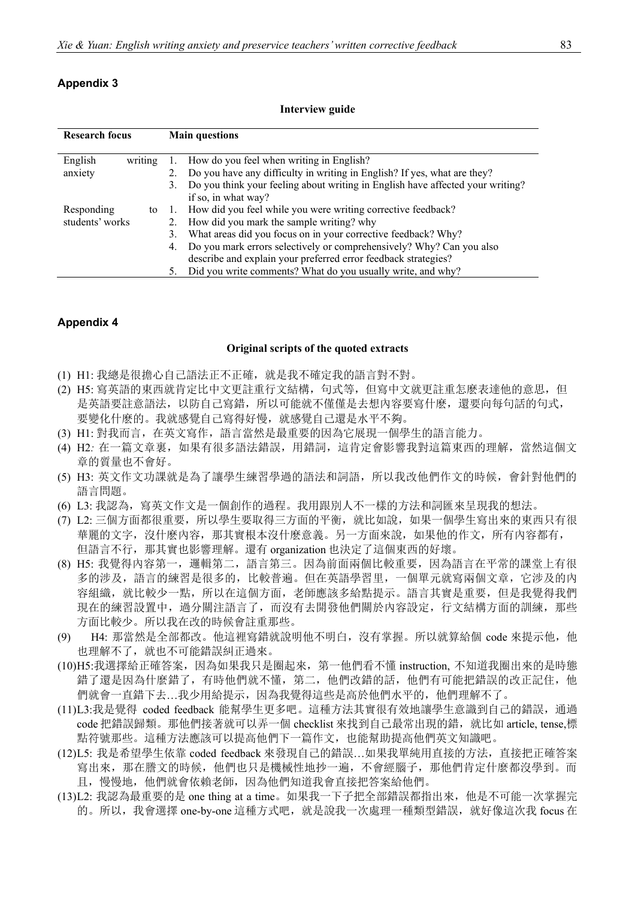## Appendix 3

**Interview guide**

| Research focus | Main questions |
|---|---|
| English writing anxiety | 1. How do you feel when writing in English?<br>2. Do you have any difficulty in writing in English? If yes, what are they?<br>3. Do you think your feeling about writing in English have affected your writing? if so, in what way? |
| Responding to students' works | 1. How did you feel while you were writing corrective feedback?<br>2. How did you mark the sample writing? why<br>3. What areas did you focus on in your corrective feedback? Why?<br>4. Do you mark errors selectively or comprehensively? Why? Can you also describe and explain your preferred error feedback strategies?<br>5. Did you write comments? What do you usually write, and why? |

## Appendix 4

**Original scripts of the quoted extracts**

(1) H1: 我總是很擔心自己語法正不正確，就是我不確定我的語言對不對。

(2) H5: 寫英語的東西就肯定比中文更註重行文結構，句式等，但寫中文就更註重怎麼表達他的意思，但是英語要註意語法，以防自己寫錯，所以可能就不僅僅是去想內容要寫什麼，還要向每句話的句式，要變化什麼的。我就感覺自己寫得好慢，就感覺自己還是水平不夠。

(3) H1: 對我而言，在英文寫作，語言當然是最重要的因為它展現一個學生的語言能力。

(4) H2*:* 在一篇文章裏，如果有很多語法錯誤，用錯詞，這肯定會影響我對這篇東西的理解，當然這個文章的質量也不會好。

(5) H3: 英文作文功課就是為了讓學生練習學過的語法和詞語，所以我改他們作文的時候，會針對他們的語言問題。

(6) L3: 我認為，寫英文作文是一個創作的過程。我用跟別人不一樣的方法和詞匯來呈現我的想法。

(7) L2: 三個方面都很重要，所以學生要取得三方面的平衡，就比如說，如果一個學生寫出來的東西只有很華麗的文字，沒什麼內容，那其實根本沒什麼意義。另一方面來說，如果他的作文，所有內容都有，但語言不行，那其實也影響理解。還有 organization 也決定了這個東西的好壞。

(8) H5: 我覺得內容第一，邏輯第二，語言第三。因為前面兩個比較重要，因為語言在平常的課堂上有很多的涉及，語言的練習是很多的，比較普遍。但在英語學習里，一個單元就寫兩個文章，它涉及的內容組織，就比較少一點，所以在這個方面，老師應該多給點提示。語言其實是重要，但是我覺得我們現在的練習設置中，過分關注語言了，而沒有去開發他們關於內容設定，行文結構方面的訓練，那些方面比較少。所以我在改的時候會註重那些。

(9) H4: 那當然是全部都改。他這裡寫錯就說明他不明白，沒有掌握。所以就算給個 code 來提示他，他也理解不了，就也不可能錯誤糾正過來。

(10) H5:我選擇給正確答案，因為如果我只是圈起來，第一他們看不懂 instruction, 不知道我圈出來的是時態錯了還是因為什麼錯了，有時他們就不懂，第二，他們改錯的話，他們有可能把錯誤的改正記住，他們就會一直錯下去…我少用給提示，因為我覺得這些是高於他們水平的，他們理解不了。

(11) L3:我是覺得 coded feedback 能幫學生更多吧。這種方法其實很有效地讓學生意識到自己的錯誤，通過 code 把錯誤歸類。那他們接著就可以弄一個 checklist 來找到自己最常出現的錯，就比如 article, tense,標點符號那些。這種方法應該可以提高他們下一篇作文，也能幫助提高他們英文知識吧。

(12) L5: 我是希望學生依靠 coded feedback 來發現自己的錯誤…如果我單純用直接的方法，直接把正確答案寫出來，那在謄文的時候，他們也只是機械性地抄一遍，不會經腦子，那他們肯定什麼都沒學到。而且，慢慢地，他們就會依賴老師，因為他們知道我會直接把答案給他們。

(13) L2: 我認為最重要的是 one thing at a time。如果我一下子把全部錯誤都指出來，他是不可能一次掌握完的。所以，我會選擇 one-by-one 這種方式吧，就是說我一次處理一種類型錯誤，就好像這次我 focus 在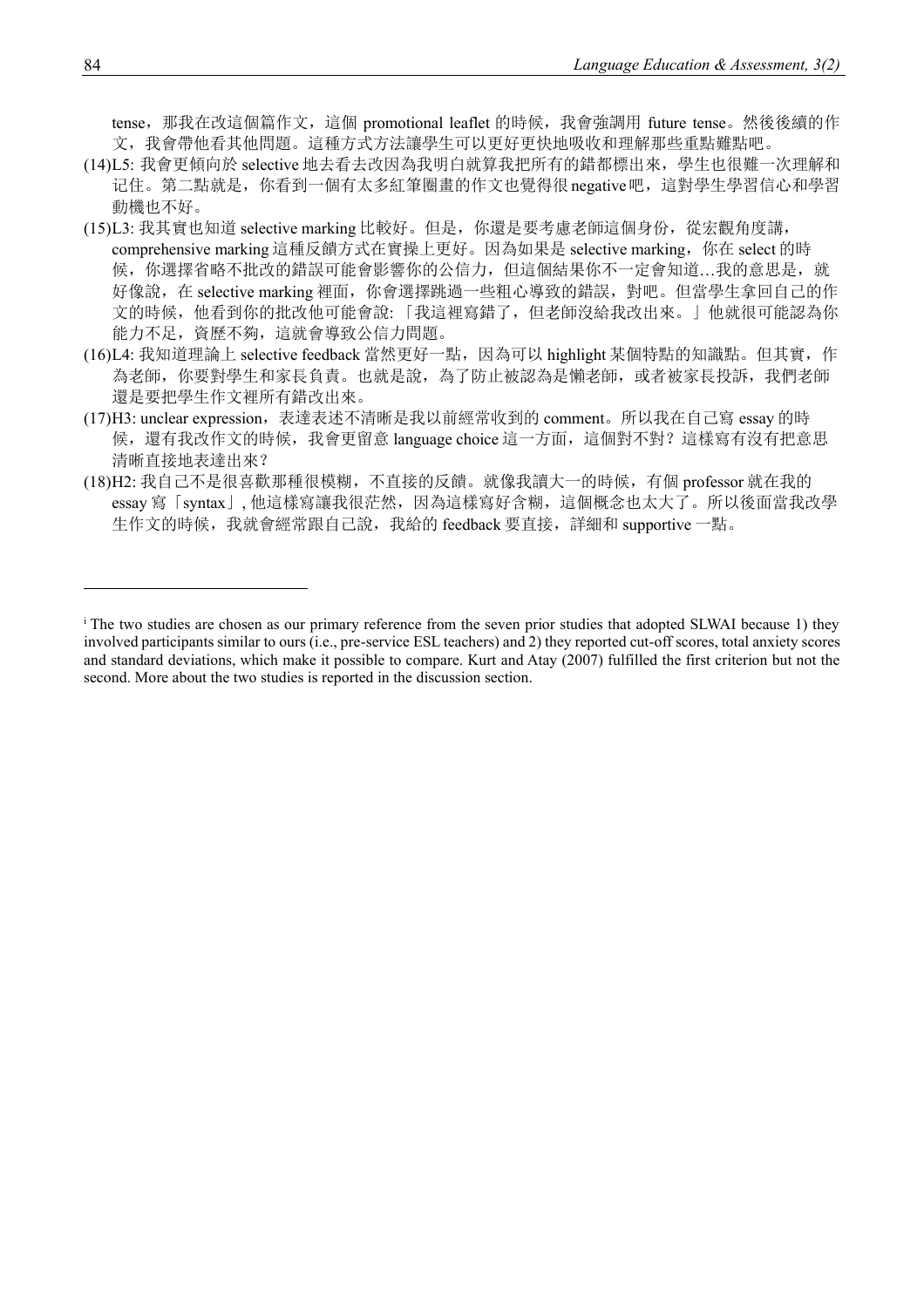tense，那我在改這個篇作文，這個 promotional leaflet 的時候，我會強調用 future tense。然後後續的作文，我會帶他看其他問題。這種方式方法讓學生可以更好更快地吸收和理解那些重點難點吧。

(14)L5: 我會更傾向於 selective 地去看去改因為我明白就算我把所有的錯都標出來，學生也很難一次理解和记住。第二點就是，你看到一個有太多紅筆圈畫的作文也覺得很 negative 吧，這對學生學習信心和學習動機也不好。

(15)L3: 我其實也知道 selective marking 比較好。但是，你還是要考慮老師這個身份，從宏觀角度講，comprehensive marking 這種反饋方式在實操上更好。因為如果是 selective marking，你在 select 的時候，你選擇省略不批改的錯誤可能會影響你的公信力，但這個結果你不一定會知道…我的意思是，就好像說，在 selective marking 裡面，你會選擇跳過一些粗心導致的錯誤，對吧。但當學生拿回自己的作文的時候，他看到你的批改他可能會說: 「我這裡寫錯了，但老師沒給我改出來。」他就很可能認為你能力不足，資歷不夠，這就會導致公信力問題。

(16)L4: 我知道理論上 selective feedback 當然更好一點，因為可以 highlight 某個特點的知識點。但其實，作為老師，你要對學生和家長負責。也就是說，為了防止被認為是懶老師，或者被家長投訴，我們老師還是要把學生作文裡所有錯改出來。

(17)H3: unclear expression，表達表述不清晰是我以前經常收到的 comment。所以我在自己寫 essay 的時候，還有我改作文的時候，我會更留意 language choice 這一方面，這個對不對？這樣寫有沒有把意思清晰直接地表達出來？

(18)H2: 我自己不是很喜歡那種很模糊，不直接的反饋。就像我讀大一的時候，有個 professor 就在我的 essay 寫「syntax」, 他這樣寫讓我很茫然，因為這樣寫好含糊，這個概念也太大了。所以後面當我改學生作文的時候，我就會經常跟自己說，我給的 feedback 要直接，詳細和 supportive 一點。

---

[i] The two studies are chosen as our primary reference from the seven prior studies that adopted SLWAI because 1) they involved participants similar to ours (i.e., pre-service ESL teachers) and 2) they reported cut-off scores, total anxiety scores and standard deviations, which make it possible to compare. Kurt and Atay (2007) fulfilled the first criterion but not the second. More about the two studies is reported in the discussion section.